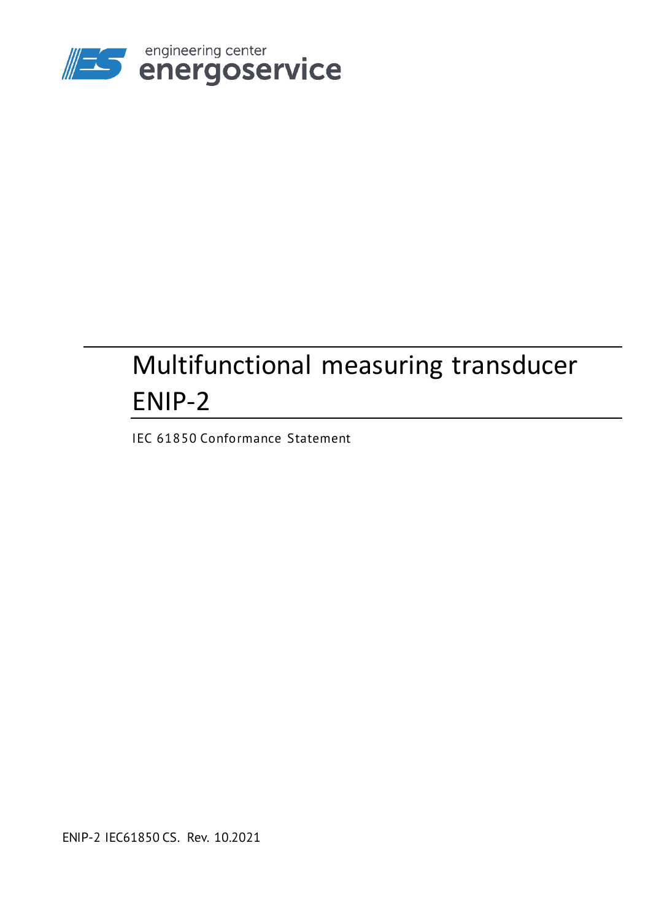engineering center
energoservice

# Multifunctional measuring transducer ENIP-2

IEC 61850 Conformance Statement

ENIP-2 IEC61850 CS. Rev. 10.2021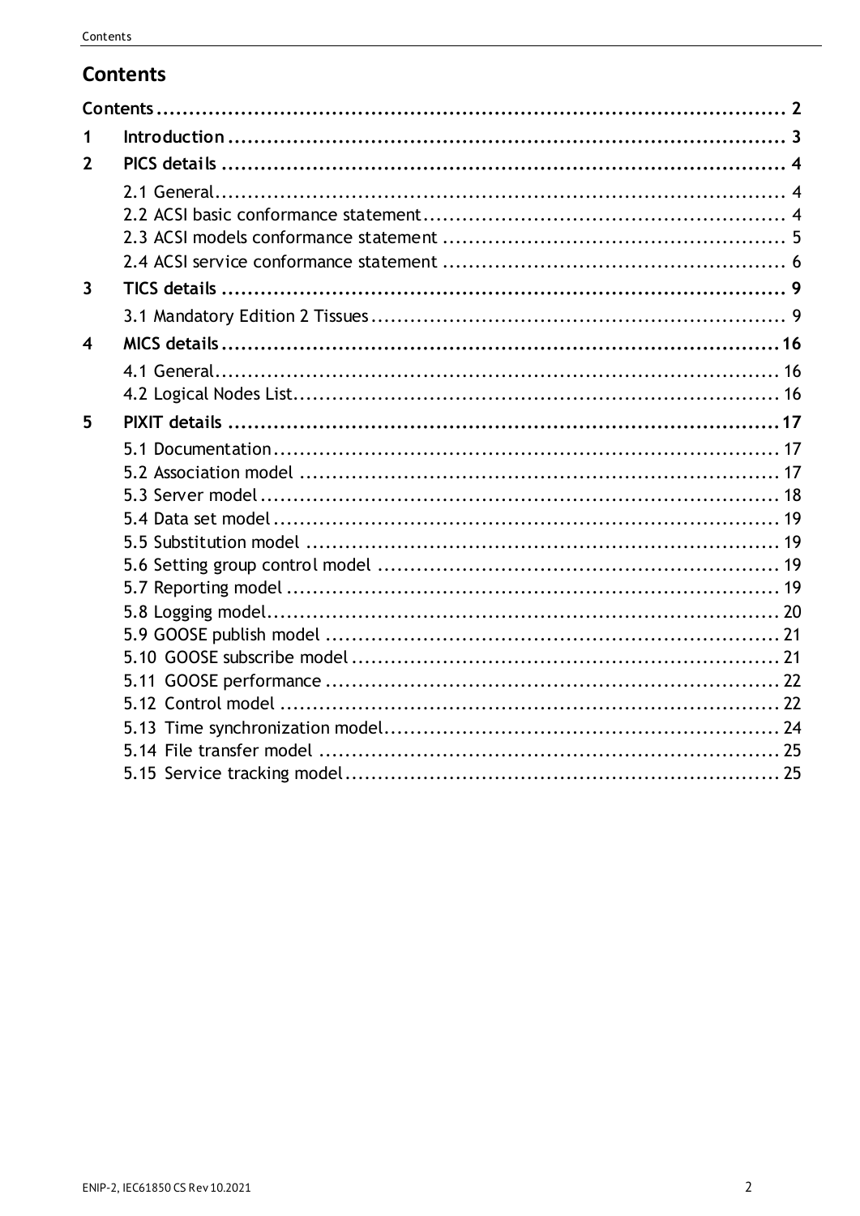# Contents

Contents ..................................................................................... 2

1 Introduction ..................................................................................... 3

2 PICS details ..................................................................................... 4

- 2.1 General ..................................................................................... 4
- 2.2 ACSI basic conformance statement ..................................................................................... 4
- 2.3 ACSI models conformance statement ..................................................................................... 5
- 2.4 ACSI service conformance statement ..................................................................................... 6

3 TICS details ..................................................................................... 9

- 3.1 Mandatory Edition 2 Tissues ..................................................................................... 9

4 MICS details ..................................................................................... 16

- 4.1 General ..................................................................................... 16
- 4.2 Logical Nodes List ..................................................................................... 16

5 PIXIT details ..................................................................................... 17

- 5.1 Documentation ..................................................................................... 17
- 5.2 Association model ..................................................................................... 17
- 5.3 Server model ..................................................................................... 18
- 5.4 Data set model ..................................................................................... 19
- 5.5 Substitution model ..................................................................................... 19
- 5.6 Setting group control model ..................................................................................... 19
- 5.7 Reporting model ..................................................................................... 19
- 5.8 Logging model ..................................................................................... 20
- 5.9 GOOSE publish model ..................................................................................... 21
- 5.10 GOOSE subscribe model ..................................................................................... 21
- 5.11 GOOSE performance ..................................................................................... 22
- 5.12 Control model ..................................................................................... 22
- 5.13 Time synchronization model ..................................................................................... 24
- 5.14 File transfer model ..................................................................................... 25
- 5.15 Service tracking model ..................................................................................... 25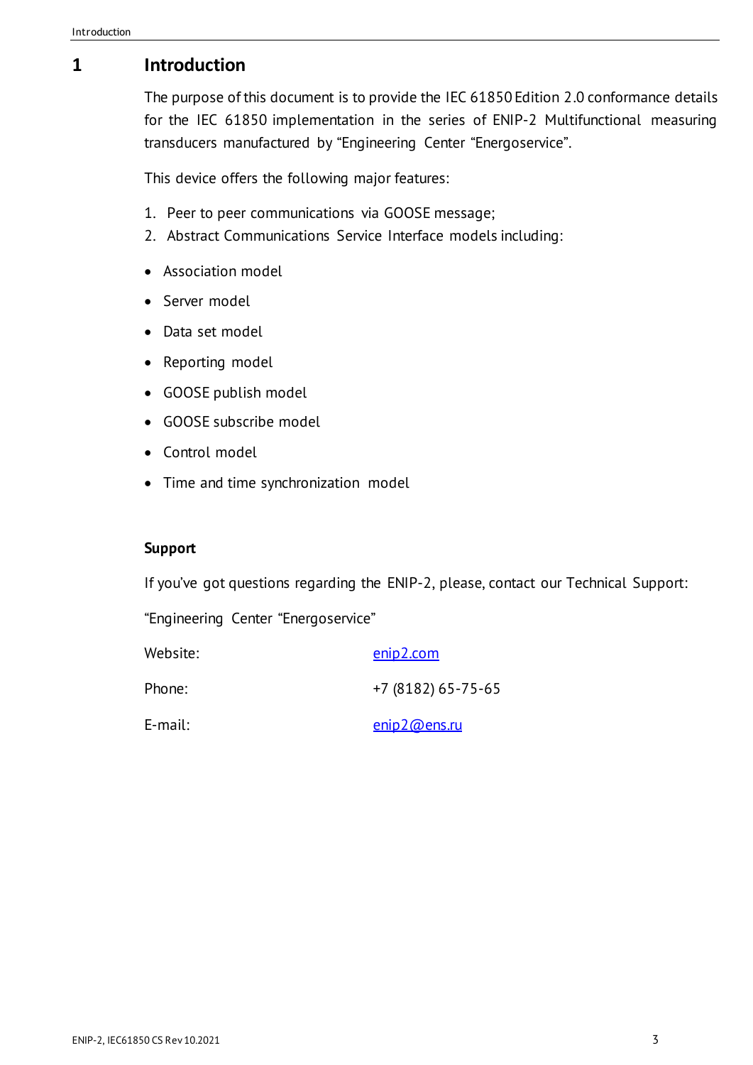# 1 Introduction

The purpose of this document is to provide the IEC 61850 Edition 2.0 conformance details for the IEC 61850 implementation in the series of ENIP-2 Multifunctional measuring transducers manufactured by “Engineering Center “Energoservice”.

This device offers the following major features:

1. Peer to peer communications via GOOSE message;
2. Abstract Communications Service Interface models including:

- Association model
- Server model
- Data set model
- Reporting model
- GOOSE publish model
- GOOSE subscribe model
- Control model
- Time and time synchronization model

**Support**

If you’ve got questions regarding the ENIP-2, please, contact our Technical Support:

“Engineering Center “Energoservice”

| | |
|---|---|
| Website: | enip2.com |
| Phone: | +7 (8182) 65-75-65 |
| E-mail: | enip2@ens.ru |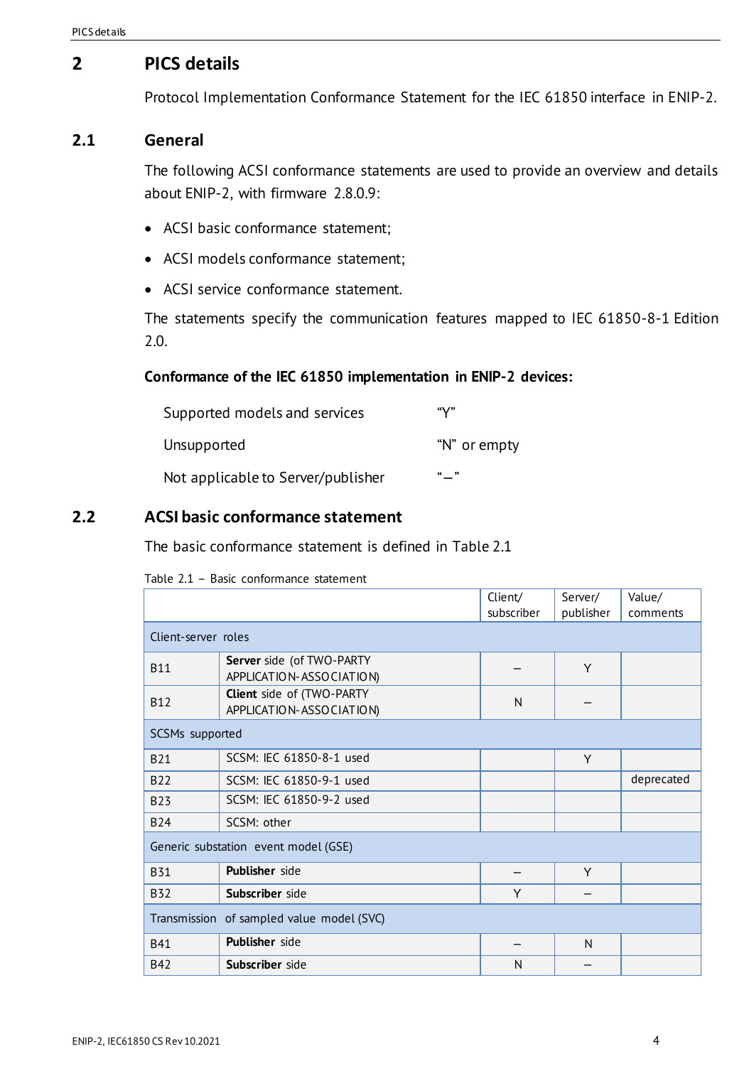# 2 PICS details

Protocol Implementation Conformance Statement for the IEC 61850 interface in ENIP-2.

## 2.1 General

The following ACSI conformance statements are used to provide an overview and details about ENIP-2, with firmware 2.8.0.9:

- ACSI basic conformance statement;
- ACSI models conformance statement;
- ACSI service conformance statement.

The statements specify the communication features mapped to IEC 61850-8-1 Edition 2.0.

**Conformance of the IEC 61850 implementation in ENIP-2 devices:**

| | |
|---|---|
| Supported models and services | "Y" |
| Unsupported | "N" or empty |
| Not applicable to Server/publisher | "–" |

## 2.2 ACSI basic conformance statement

The basic conformance statement is defined in Table 2.1

Table 2.1 – Basic conformance statement

| | | Client/ subscriber | Server/ publisher | Value/ comments |
|---|---|---|---|---|
| Client-server roles | | | | |
| B11 | **Server** side (of TWO-PARTY APPLICATION-ASSOCIATION) | – | Y | |
| B12 | **Client** side of (TWO-PARTY APPLICATION-ASSOCIATION) | N | – | |
| SCSMs supported | | | | |
| B21 | SCSM: IEC 61850-8-1 used | | Y | |
| B22 | SCSM: IEC 61850-9-1 used | | | deprecated |
| B23 | SCSM: IEC 61850-9-2 used | | | |
| B24 | SCSM: other | | | |
| Generic substation event model (GSE) | | | | |
| B31 | **Publisher** side | – | Y | |
| B32 | **Subscriber** side | Y | – | |
| Transmission of sampled value model (SVC) | | | | |
| B41 | **Publisher** side | – | N | |
| B42 | **Subscriber** side | N | – | |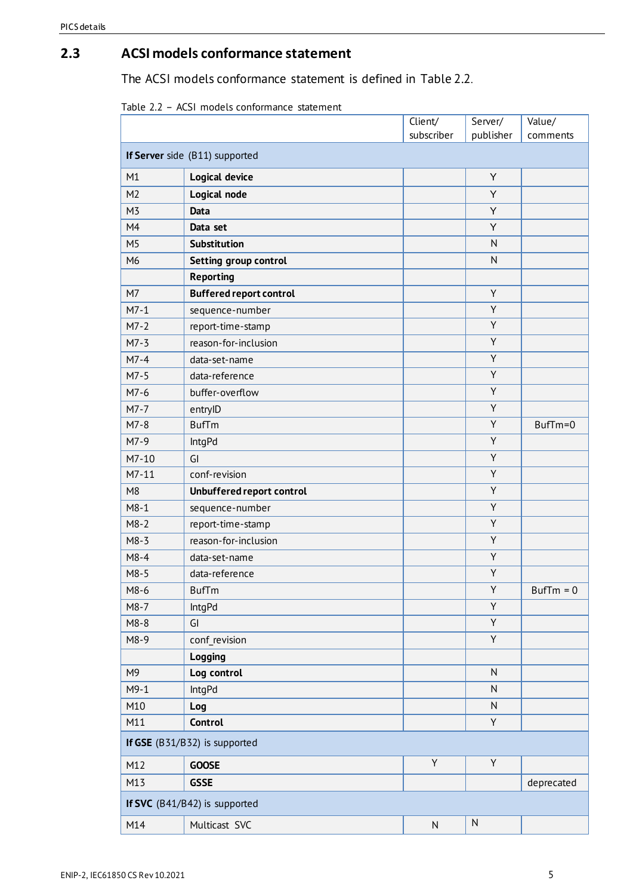## 2.3 ACSI models conformance statement

The ACSI models conformance statement is defined in Table 2.2.

Table 2.2 – ACSI models conformance statement

| | | Client/ subscriber | Server/ publisher | Value/ comments |
|---|---|---|---|---|
| **If Server** side (B11) supported | | | | |
| M1 | **Logical device** | | Y | |
| M2 | **Logical node** | | Y | |
| M3 | **Data** | | Y | |
| M4 | **Data set** | | Y | |
| M5 | **Substitution** | | N | |
| M6 | **Setting group control** | | N | |
| | **Reporting** | | | |
| M7 | **Buffered report control** | | Y | |
| M7-1 | sequence-number | | Y | |
| M7-2 | report-time-stamp | | Y | |
| M7-3 | reason-for-inclusion | | Y | |
| M7-4 | data-set-name | | Y | |
| M7-5 | data-reference | | Y | |
| M7-6 | buffer-overflow | | Y | |
| M7-7 | entryID | | Y | |
| M7-8 | BufTm | | Y | BufTm=0 |
| M7-9 | IntgPd | | Y | |
| M7-10 | GI | | Y | |
| M7-11 | conf-revision | | Y | |
| M8 | **Unbuffered report control** | | Y | |
| M8-1 | sequence-number | | Y | |
| M8-2 | report-time-stamp | | Y | |
| M8-3 | reason-for-inclusion | | Y | |
| M8-4 | data-set-name | | Y | |
| M8-5 | data-reference | | Y | |
| M8-6 | BufTm | | Y | BufTm = 0 |
| M8-7 | IntgPd | | Y | |
| M8-8 | GI | | Y | |
| M8-9 | conf_revision | | Y | |
| | **Logging** | | | |
| M9 | **Log control** | | N | |
| M9-1 | IntgPd | | N | |
| M10 | **Log** | | N | |
| M11 | **Control** | | Y | |
| **If GSE** (B31/B32) is supported | | | | |
| M12 | **GOOSE** | Y | Y | |
| M13 | **GSSE** | | | deprecated |
| **If SVC** (B41/B42) is supported | | | | |
| M14 | Multicast SVC | N | N | |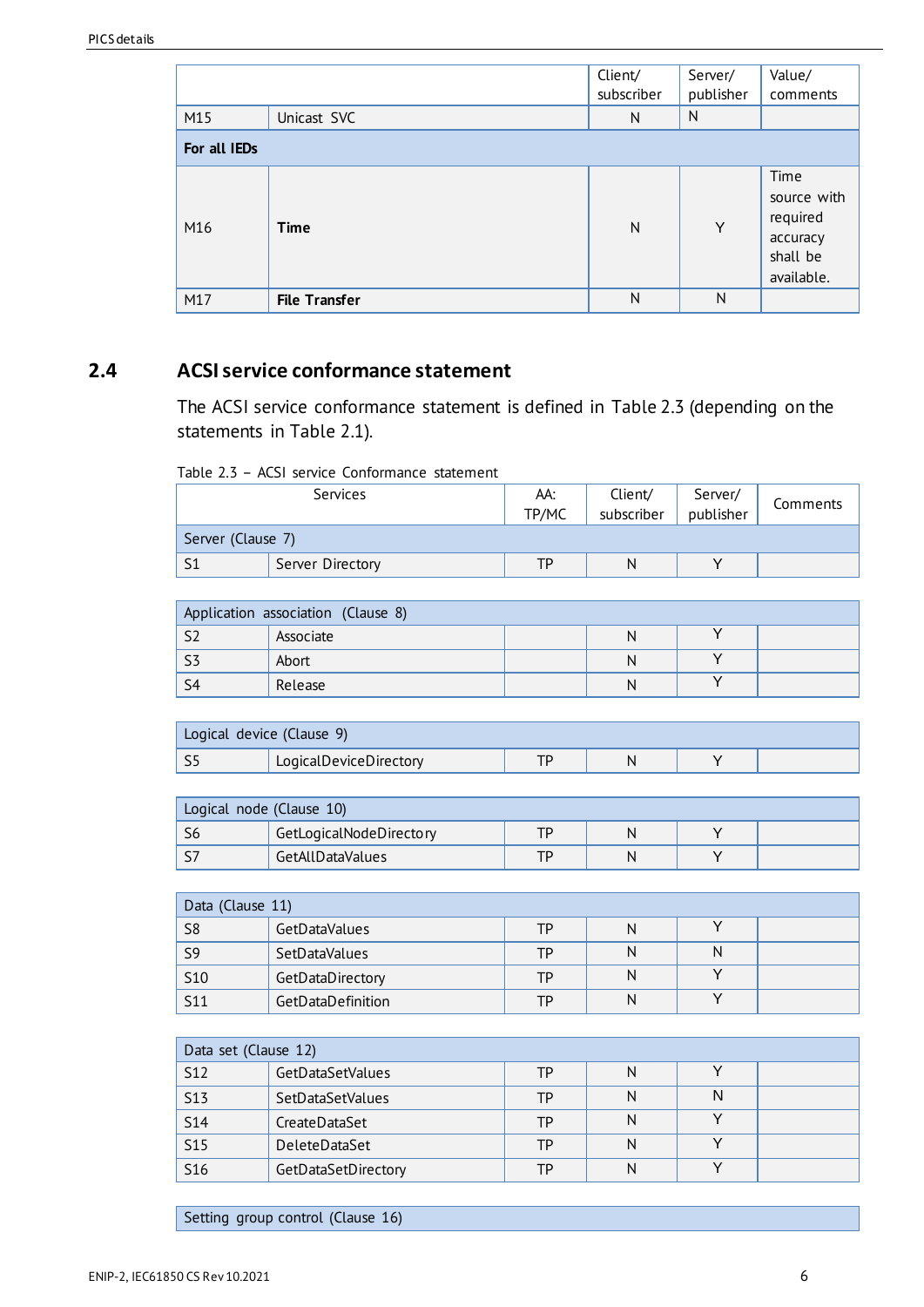| | | Client/ subscriber | Server/ publisher | Value/ comments |
|---|---|---|---|---|
| M15 | Unicast SVC | N | N | |
| **For all IEDs** | | | | |
| M16 | **Time** | N | Y | Time source with required accuracy shall be available. |
| M17 | **File Transfer** | N | N | |

## 2.4 ACSI service conformance statement

The ACSI service conformance statement is defined in Table 2.3 (depending on the statements in Table 2.1).

Table 2.3 – ACSI service Conformance statement

| Services | | AA: TP/MC | Client/ subscriber | Server/ publisher | Comments |
|---|---|---|---|---|---|
| Server (Clause 7) | | | | | |
| S1 | Server Directory | TP | N | Y | |
| Application association (Clause 8) | | | | | |
| S2 | Associate | | N | Y | |
| S3 | Abort | | N | Y | |
| S4 | Release | | N | Y | |
| Logical device (Clause 9) | | | | | |
| S5 | LogicalDeviceDirectory | TP | N | Y | |
| Logical node (Clause 10) | | | | | |
| S6 | GetLogicalNodeDirectory | TP | N | Y | |
| S7 | GetAllDataValues | TP | N | Y | |
| Data (Clause 11) | | | | | |
| S8 | GetDataValues | TP | N | Y | |
| S9 | SetDataValues | TP | N | N | |
| S10 | GetDataDirectory | TP | N | Y | |
| S11 | GetDataDefinition | TP | N | Y | |
| Data set (Clause 12) | | | | | |
| S12 | GetDataSetValues | TP | N | Y | |
| S13 | SetDataSetValues | TP | N | N | |
| S14 | CreateDataSet | TP | N | Y | |
| S15 | DeleteDataSet | TP | N | Y | |
| S16 | GetDataSetDirectory | TP | N | Y | |
| Setting group control (Clause 16) | | | | | |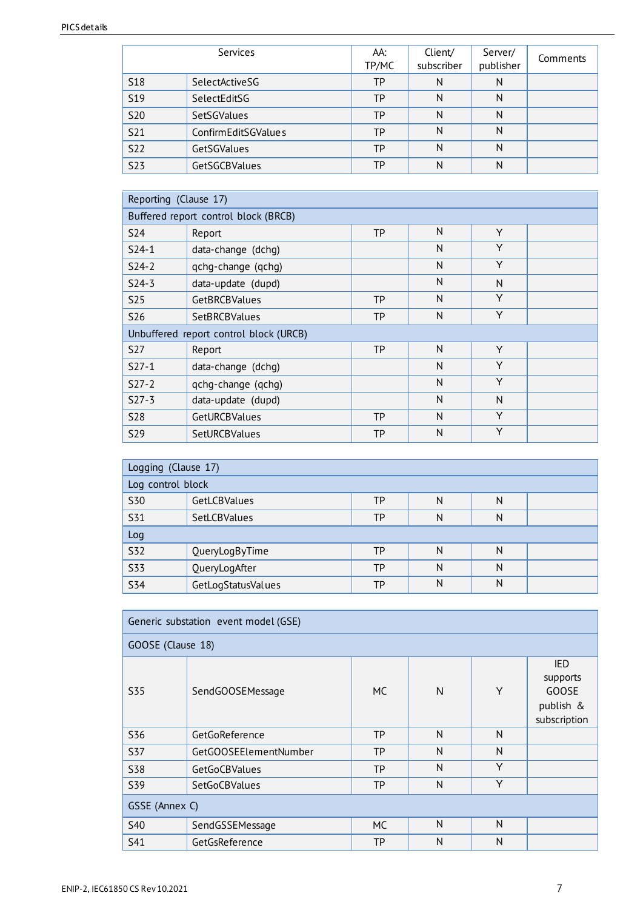| Services | | AA: TP/MC | Client/ subscriber | Server/ publisher | Comments |
|---|---|---|---|---|---|
| S18 | SelectActiveSG | TP | N | N | |
| S19 | SelectEditSG | TP | N | N | |
| S20 | SetSGValues | TP | N | N | |
| S21 | ConfirmEditSGValues | TP | N | N | |
| S22 | GetSGValues | TP | N | N | |
| S23 | GetSGCBValues | TP | N | N | |

| Reporting (Clause 17) | | | | | |
|---|---|---|---|---|---|
| Buffered report control block (BRCB) | | | | | |
| S24 | Report | TP | N | Y | |
| S24-1 | data-change (dchg) | | N | Y | |
| S24-2 | qchg-change (qchg) | | N | Y | |
| S24-3 | data-update (dupd) | | N | N | |
| S25 | GetBRCBValues | TP | N | Y | |
| S26 | SetBRCBValues | TP | N | Y | |
| Unbuffered report control block (URCB) | | | | | |
| S27 | Report | TP | N | Y | |
| S27-1 | data-change (dchg) | | N | Y | |
| S27-2 | qchg-change (qchg) | | N | Y | |
| S27-3 | data-update (dupd) | | N | N | |
| S28 | GetURCBValues | TP | N | Y | |
| S29 | SetURCBValues | TP | N | Y | |

| Logging (Clause 17) | | | | | |
|---|---|---|---|---|---|
| Log control block | | | | | |
| S30 | GetLCBValues | TP | N | N | |
| S31 | SetLCBValues | TP | N | N | |
| Log | | | | | |
| S32 | QueryLogByTime | TP | N | N | |
| S33 | QueryLogAfter | TP | N | N | |
| S34 | GetLogStatusValues | TP | N | N | |

| Generic substation event model (GSE) | | | | | |
|---|---|---|---|---|---|
| GOOSE (Clause 18) | | | | | |
| S35 | SendGOOSEMessage | MC | N | Y | IED supports GOOSE publish & subscription |
| S36 | GetGoReference | TP | N | N | |
| S37 | GetGOOSEElementNumber | TP | N | N | |
| S38 | GetGoCBValues | TP | N | Y | |
| S39 | SetGoCBValues | TP | N | Y | |
| GSSE (Annex C) | | | | | |
| S40 | SendGSSEMessage | MC | N | N | |
| S41 | GetGsReference | TP | N | N | |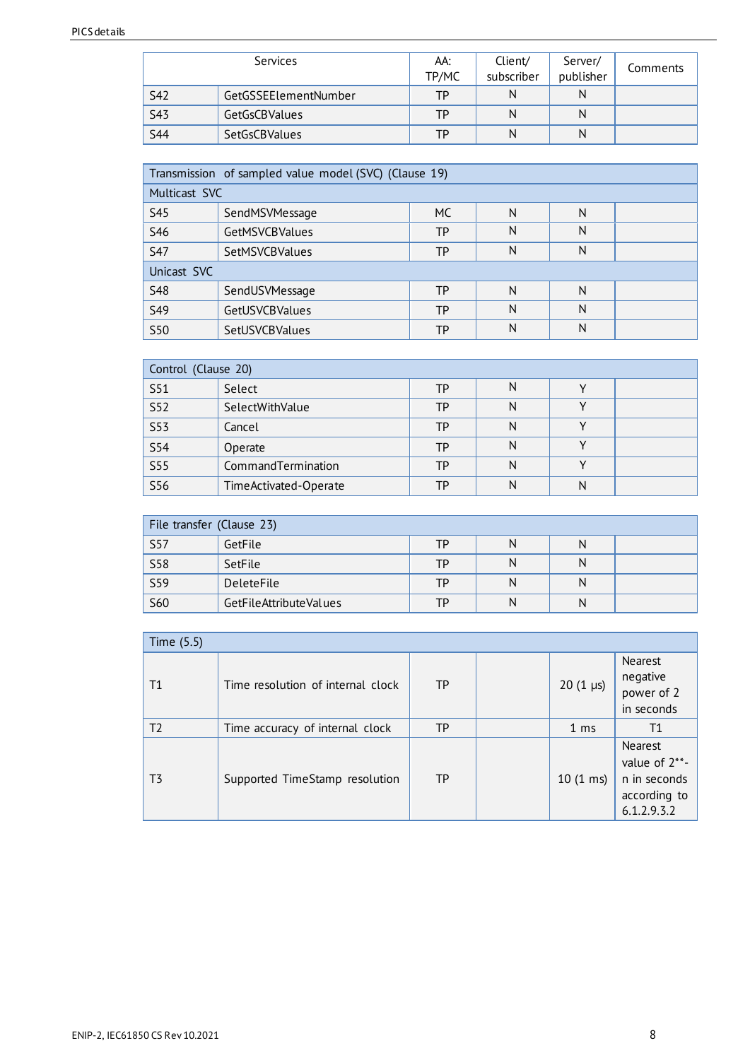| Services | | AA: TP/MC | Client/ subscriber | Server/ publisher | Comments |
|---|---|---|---|---|---|
| S42 | GetGSSEElementNumber | TP | N | N | |
| S43 | GetGsCBValues | TP | N | N | |
| S44 | SetGsCBValues | TP | N | N | |

| Transmission of sampled value model (SVC) (Clause 19) | | | | | |
|---|---|---|---|---|---|
| Multicast SVC | | | | | |
| S45 | SendMSVMessage | MC | N | N | |
| S46 | GetMSVCBValues | TP | N | N | |
| S47 | SetMSVCBValues | TP | N | N | |
| Unicast SVC | | | | | |
| S48 | SendUSVMessage | TP | N | N | |
| S49 | GetUSVCBValues | TP | N | N | |
| S50 | SetUSVCBValues | TP | N | N | |

| Control (Clause 20) | | | | | |
|---|---|---|---|---|---|
| S51 | Select | TP | N | Y | |
| S52 | SelectWithValue | TP | N | Y | |
| S53 | Cancel | TP | N | Y | |
| S54 | Operate | TP | N | Y | |
| S55 | CommandTermination | TP | N | Y | |
| S56 | TimeActivated-Operate | TP | N | N | |

| File transfer (Clause 23) | | | | | |
|---|---|---|---|---|---|
| S57 | GetFile | TP | N | N | |
| S58 | SetFile | TP | N | N | |
| S59 | DeleteFile | TP | N | N | |
| S60 | GetFileAttributeValues | TP | N | N | |

| Time (5.5) | | | | | |
|---|---|---|---|---|---|
| T1 | Time resolution of internal clock | TP | | 20 (1 µs) | Nearest negative power of 2 in seconds |
| T2 | Time accuracy of internal clock | TP | | 1 ms | T1 |
| T3 | Supported TimeStamp resolution | TP | | 10 (1 ms) | Nearest value of 2**-n in seconds according to 6.1.2.9.3.2 |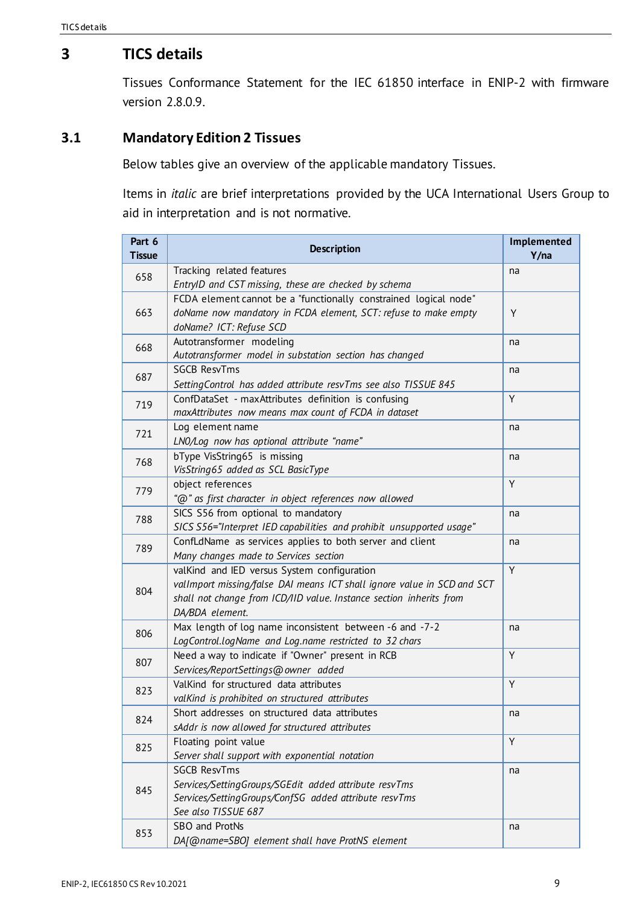# 3 TICS details

Tissues Conformance Statement for the IEC 61850 interface in ENIP-2 with firmware version 2.8.0.9.

## 3.1 Mandatory Edition 2 Tissues

Below tables give an overview of the applicable mandatory Tissues.

Items in *italic* are brief interpretations provided by the UCA International Users Group to aid in interpretation and is not normative.

| Part 6 Tissue | Description | Implemented Y/na |
|---|---|---|
| 658 | Tracking related features<br>*EntryID and CST missing, these are checked by schema* | na |
| 663 | FCDA element cannot be a "functionally constrained logical node"<br>*doName now mandatory in FCDA element, SCT: refuse to make empty doName? ICT: Refuse SCD* | Y |
| 668 | Autotransformer modeling<br>*Autotransformer model in substation section has changed* | na |
| 687 | SGCB ResvTms<br>*SettingControl has added attribute resvTms see also TISSUE 845* | na |
| 719 | ConfDataSet - maxAttributes definition is confusing<br>*maxAttributes now means max count of FCDA in dataset* | Y |
| 721 | Log element name<br>*LN0/Log now has optional attribute "name"* | na |
| 768 | bType VisString65 is missing<br>*VisString65 added as SCL BasicType* | na |
| 779 | object references<br>*"@" as first character in object references now allowed* | Y |
| 788 | SICS S56 from optional to mandatory<br>*SICS S56="Interpret IED capabilities and prohibit unsupported usage"* | na |
| 789 | ConfLdName as services applies to both server and client<br>*Many changes made to Services section* | na |
| 804 | valKind and IED versus System configuration<br>*valImport missing/false DAI means ICT shall ignore value in SCD and SCT shall not change from ICD/IID value. Instance section inherits from DA/BDA element.* | Y |
| 806 | Max length of log name inconsistent between -6 and -7-2<br>*LogControl.logName and Log.name restricted to 32 chars* | na |
| 807 | Need a way to indicate if "Owner" present in RCB<br>*Services/ReportSettings@owner added* | Y |
| 823 | ValKind for structured data attributes<br>*valKind is prohibited on structured attributes* | Y |
| 824 | Short addresses on structured data attributes<br>*sAddr is now allowed for structured attributes* | na |
| 825 | Floating point value<br>*Server shall support with exponential notation* | Y |
| 845 | SGCB ResvTms<br>*Services/SettingGroups/SGEdit added attribute resvTms*<br>*Services/SettingGroups/ConfSG added attribute resvTms*<br>*See also TISSUE 687* | na |
| 853 | SBO and ProtNs<br>*DA[@name=SBO] element shall have ProtNS element* | na |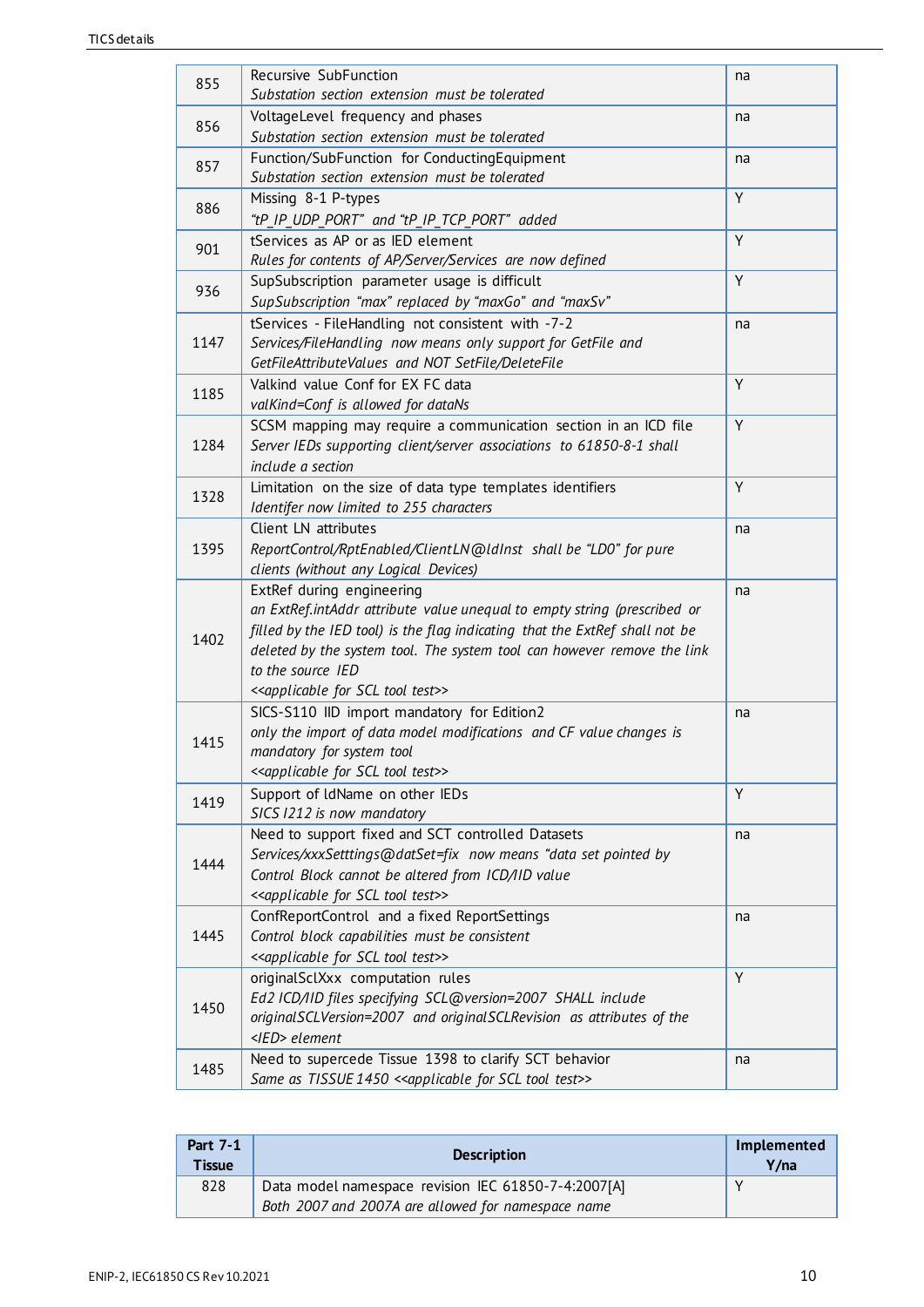| | | |
|---|---|---|
| 855 | Recursive SubFunction<br>*Substation section extension must be tolerated* | na |
| 856 | VoltageLevel frequency and phases<br>*Substation section extension must be tolerated* | na |
| 857 | Function/SubFunction for ConductingEquipment<br>*Substation section extension must be tolerated* | na |
| 886 | Missing 8-1 P-types<br>*"tP_IP_UDP_PORT" and "tP_IP_TCP_PORT" added* | Y |
| 901 | tServices as AP or as IED element<br>*Rules for contents of AP/Server/Services are now defined* | Y |
| 936 | SupSubscription parameter usage is difficult<br>*SupSubscription "max" replaced by "maxGo" and "maxSv"* | Y |
| 1147 | tServices - FileHandling not consistent with -7-2<br>*Services/FileHandling now means only support for GetFile and GetFileAttributeValues and NOT SetFile/DeleteFile* | na |
| 1185 | Valkind value Conf for EX FC data<br>*valKind=Conf is allowed for dataNs* | Y |
| 1284 | SCSM mapping may require a communication section in an ICD file<br>*Server IEDs supporting client/server associations to 61850-8-1 shall include a section* | Y |
| 1328 | Limitation on the size of data type templates identifiers<br>*Identifer now limited to 255 characters* | Y |
| 1395 | Client LN attributes<br>*ReportControl/RptEnabled/ClientLN@ldInst shall be "LD0" for pure clients (without any Logical Devices)* | na |
| 1402 | ExtRef during engineering<br>*an ExtRef.intAddr attribute value unequal to empty string (prescribed or filled by the IED tool) is the flag indicating that the ExtRef shall not be deleted by the system tool. The system tool can however remove the link to the source IED*<br>*<<applicable for SCL tool test>>* | na |
| 1415 | SICS-S110 IID import mandatory for Edition2<br>*only the import of data model modifications and CF value changes is mandatory for system tool*<br>*<<applicable for SCL tool test>>* | na |
| 1419 | Support of ldName on other IEDs<br>*SICS I212 is now mandatory* | Y |
| 1444 | Need to support fixed and SCT controlled Datasets<br>*Services/xxxSetttings@datSet=fix now means "data set pointed by Control Block cannot be altered from ICD/IID value*<br>*<<applicable for SCL tool test>>* | na |
| 1445 | ConfReportControl and a fixed ReportSettings<br>*Control block capabilities must be consistent*<br>*<<applicable for SCL tool test>>* | na |
| 1450 | originalSclXxx computation rules<br>*Ed2 ICD/IID files specifying SCL@version=2007 SHALL include originalSCLVersion=2007 and originalSCLRevision as attributes of the <IED> element* | Y |
| 1485 | Need to supercede Tissue 1398 to clarify SCT behavior<br>*Same as TISSUE 1450 <<applicable for SCL tool test>>* | na |

| Part 7-1 Tissue | Description | Implemented Y/na |
|---|---|---|
| 828 | Data model namespace revision IEC 61850-7-4:2007[A]<br>*Both 2007 and 2007A are allowed for namespace name* | Y |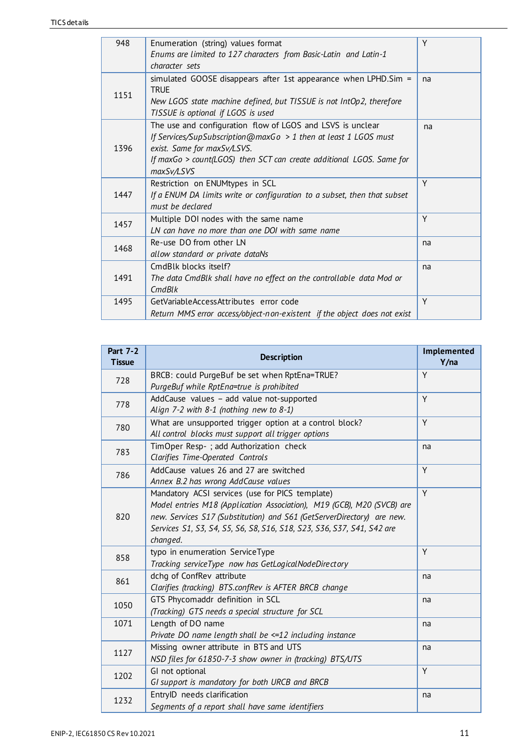| | | |
|---|---|---|
| 948 | Enumeration (string) values format<br>*Enums are limited to 127 characters from Basic-Latin and Latin-1 character sets* | Y |
| 1151 | simulated GOOSE disappears after 1st appearance when LPHD.Sim = TRUE<br>*New LGOS state machine defined, but TISSUE is not IntOp2, therefore TISSUE is optional if LGOS is used* | na |
| 1396 | The use and configuration flow of LGOS and LSVS is unclear<br>*If Services/SupSubscription@maxGo > 1 then at least 1 LGOS must exist. Same for maxSv/LSVS.*<br>*If maxGo > count(LGOS) then SCT can create additional LGOS. Same for maxSv/LSVS* | na |
| 1447 | Restriction on ENUMtypes in SCL<br>*If a ENUM DA limits write or configuration to a subset, then that subset must be declared* | Y |
| 1457 | Multiple DOI nodes with the same name<br>*LN can have no more than one DOI with same name* | Y |
| 1468 | Re-use DO from other LN<br>*allow standard or private dataNs* | na |
| 1491 | CmdBlk blocks itself?<br>*The data CmdBlk shall have no effect on the controllable data Mod or CmdBlk* | na |
| 1495 | GetVariableAccessAttributes error code<br>*Return MMS error access/object-non-existent if the object does not exist* | Y |

| Part 7-2 Tissue | Description | Implemented Y/na |
|---|---|---|
| 728 | BRCB: could PurgeBuf be set when RptEna=TRUE?<br>*PurgeBuf while RptEna=true is prohibited* | Y |
| 778 | AddCause values – add value not-supported<br>*Align 7-2 with 8-1 (nothing new to 8-1)* | Y |
| 780 | What are unsupported trigger option at a control block?<br>*All control blocks must support all trigger options* | Y |
| 783 | TimOper Resp- ; add Authorization check<br>*Clarifies Time-Operated Controls* | na |
| 786 | AddCause values 26 and 27 are switched<br>*Annex B.2 has wrong AddCause values* | Y |
| 820 | Mandatory ACSI services (use for PICS template)<br>*Model entries M18 (Application Association), M19 (GCB), M20 (SVCB) are new. Services S17 (Substitution) and S61 (GetServerDirectory) are new. Services S1, S3, S4, S5, S6, S8, S16, S18, S23, S36, S37, S41, S42 are changed.* | Y |
| 858 | typo in enumeration ServiceType<br>*Tracking serviceType now has GetLogicalNodeDirectory* | Y |
| 861 | dchg of ConfRev attribute<br>*Clarifies (tracking) BTS.confRev is AFTER BRCB change* | na |
| 1050 | GTS Phycomaddr definition in SCL<br>*(Tracking) GTS needs a special structure for SCL* | na |
| 1071 | Length of DO name<br>*Private DO name length shall be <=12 including instance* | na |
| 1127 | Missing owner attribute in BTS and UTS<br>*NSD files for 61850-7-3 show owner in (tracking) BTS/UTS* | na |
| 1202 | GI not optional<br>*GI support is mandatory for both URCB and BRCB* | Y |
| 1232 | EntryID needs clarification<br>*Segments of a report shall have same identifiers* | na |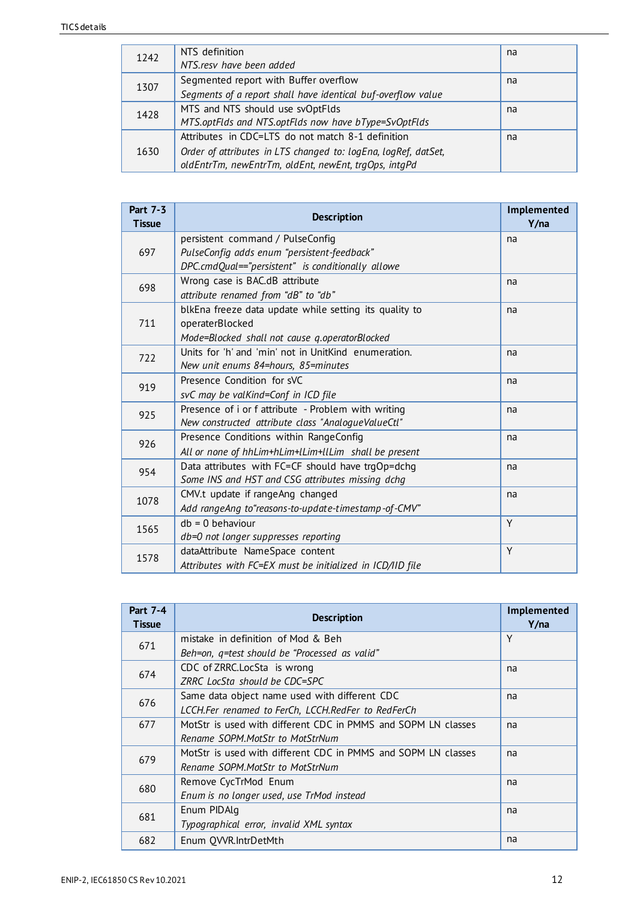| | | |
|---|---|---|
| 1242 | NTS definition<br>*NTS.resv have been added* | na |
| 1307 | Segmented report with Buffer overflow<br>*Segments of a report shall have identical buf-overflow value* | na |
| 1428 | MTS and NTS should use svOptFlds<br>*MTS.optFlds and NTS.optFlds now have bType=SvOptFlds* | na |
| 1630 | Attributes in CDC=LTS do not match 8-1 definition<br>*Order of attributes in LTS changed to: logEna, logRef, datSet, oldEntrTm, newEntrTm, oldEnt, newEnt, trgOps, intgPd* | na |

| Part 7-3 Tissue | Description | Implemented Y/na |
|---|---|---|
| 697 | persistent command / PulseConfig<br>*PulseConfig adds enum "persistent-feedback"*<br>*DPC.cmdQual=="persistent" is conditionally allowe* | na |
| 698 | Wrong case is BAC.dB attribute<br>*attribute renamed from "dB" to "db"* | na |
| 711 | blkEna freeze data update while setting its quality to operaterBlocked<br>*Mode=Blocked shall not cause q.operatorBlocked* | na |
| 722 | Units for 'h' and 'min' not in UnitKind enumeration.<br>*New unit enums 84=hours, 85=minutes* | na |
| 919 | Presence Condition for sVC<br>*svC may be valKind=Conf in ICD file* | na |
| 925 | Presence of i or f attribute - Problem with writing<br>*New constructed attribute class "AnalogueValueCtl"* | na |
| 926 | Presence Conditions within RangeConfig<br>*All or none of hhLim+hLim+lLim+llLim shall be present* | na |
| 954 | Data attributes with FC=CF should have trgOp=dchg<br>*Some INS and HST and CSG attributes missing dchg* | na |
| 1078 | CMV.t update if rangeAng changed<br>*Add rangeAng to"reasons-to-update-timestamp-of-CMV"* | na |
| 1565 | db = 0 behaviour<br>*db=0 not longer suppresses reporting* | Y |
| 1578 | dataAttribute NameSpace content<br>*Attributes with FC=EX must be initialized in ICD/IID file* | Y |

| Part 7-4 Tissue | Description | Implemented Y/na |
|---|---|---|
| 671 | mistake in definition of Mod & Beh<br>*Beh=on, q=test should be "Processed as valid"* | Y |
| 674 | CDC of ZRRC.LocSta is wrong<br>*ZRRC LocSta should be CDC=SPC* | na |
| 676 | Same data object name used with different CDC<br>*LCCH.Fer renamed to FerCh, LCCH.RedFer to RedFerCh* | na |
| 677 | MotStr is used with different CDC in PMMS and SOPM LN classes<br>*Rename SOPM.MotStr to MotStrNum* | na |
| 679 | MotStr is used with different CDC in PMMS and SOPM LN classes<br>*Rename SOPM.MotStr to MotStrNum* | na |
| 680 | Remove CycTrMod Enum<br>*Enum is no longer used, use TrMod instead* | na |
| 681 | Enum PIDAlg<br>*Typographical error, invalid XML syntax* | na |
| 682 | Enum QVVR.IntrDetMth | na |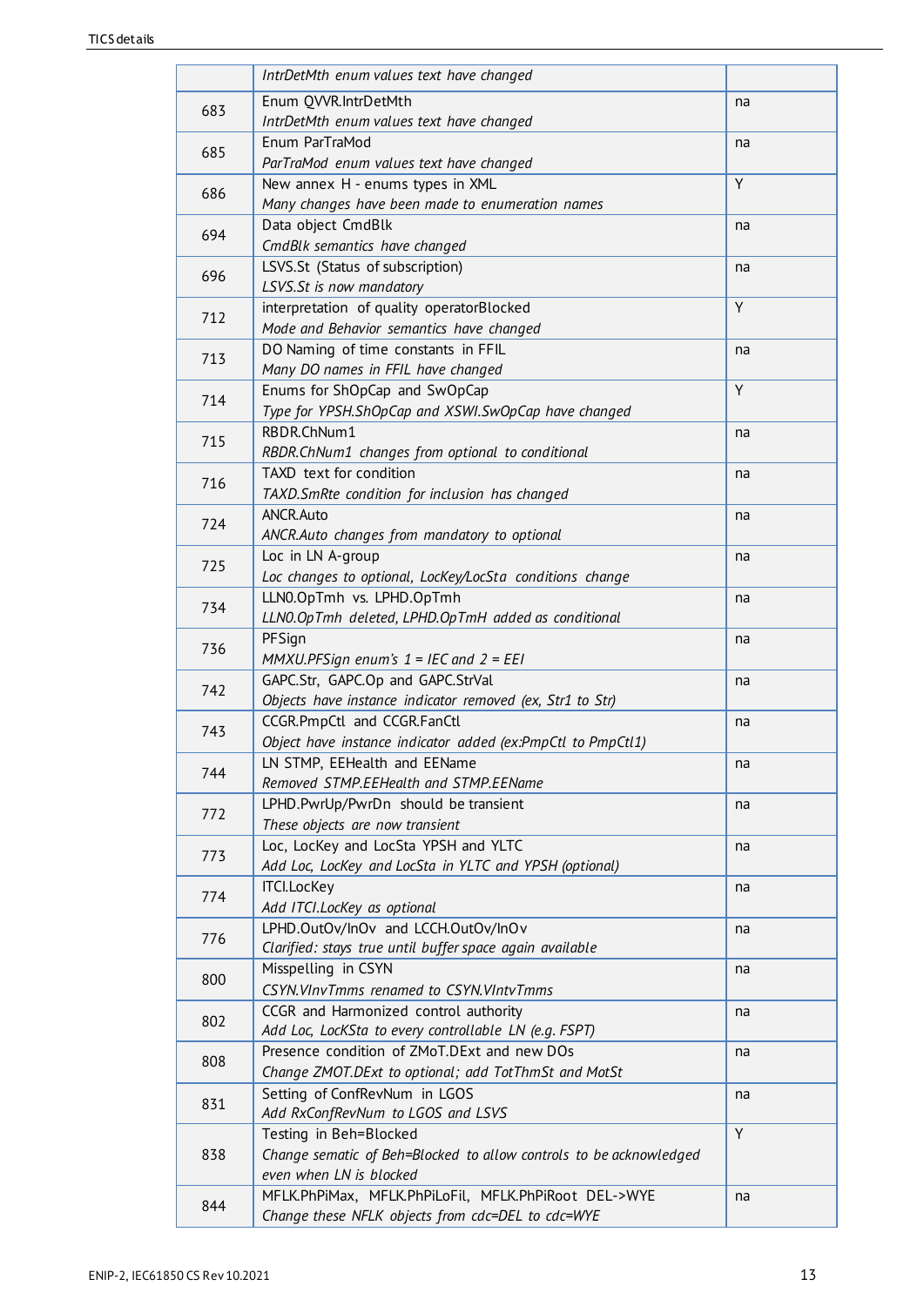| | | |
|---|---|---|
| | *IntrDetMth enum values text have changed* | |
| 683 | Enum QVVR.IntrDetMth<br>*IntrDetMth enum values text have changed* | na |
| 685 | Enum ParTraMod<br>*ParTraMod enum values text have changed* | na |
| 686 | New annex H - enums types in XML<br>*Many changes have been made to enumeration names* | Y |
| 694 | Data object CmdBlk<br>*CmdBlk semantics have changed* | na |
| 696 | LSVS.St (Status of subscription)<br>*LSVS.St is now mandatory* | na |
| 712 | interpretation of quality operatorBlocked<br>*Mode and Behavior semantics have changed* | Y |
| 713 | DO Naming of time constants in FFIL<br>*Many DO names in FFIL have changed* | na |
| 714 | Enums for ShOpCap and SwOpCap<br>*Type for YPSH.ShOpCap and XSWI.SwOpCap have changed* | Y |
| 715 | RBDR.ChNum1<br>*RBDR.ChNum1 changes from optional to conditional* | na |
| 716 | TAXD text for condition<br>*TAXD.SmRte condition for inclusion has changed* | na |
| 724 | ANCR.Auto<br>*ANCR.Auto changes from mandatory to optional* | na |
| 725 | Loc in LN A-group<br>*Loc changes to optional, LocKey/LocSta conditions change* | na |
| 734 | LLN0.OpTmh vs. LPHD.OpTmh<br>*LLN0.OpTmh deleted, LPHD.OpTmH added as conditional* | na |
| 736 | PFSign<br>*MMXU.PFSign enum's 1 = IEC and 2 = EEI* | na |
| 742 | GAPC.Str, GAPC.Op and GAPC.StrVal<br>*Objects have instance indicator removed (ex, Str1 to Str)* | na |
| 743 | CCGR.PmpCtl and CCGR.FanCtl<br>*Object have instance indicator added (ex:PmpCtl to PmpCtl1)* | na |
| 744 | LN STMP, EEHealth and EEName<br>*Removed STMP.EEHealth and STMP.EEName* | na |
| 772 | LPHD.PwrUp/PwrDn should be transient<br>*These objects are now transient* | na |
| 773 | Loc, LocKey and LocSta YPSH and YLTC<br>*Add Loc, LocKey and LocSta in YLTC and YPSH (optional)* | na |
| 774 | ITCI.LocKey<br>*Add ITCI.LocKey as optional* | na |
| 776 | LPHD.OutOv/InOv and LCCH.OutOv/InOv<br>*Clarified: stays true until buffer space again available* | na |
| 800 | Misspelling in CSYN<br>*CSYN.VInvTmms renamed to CSYN.VIntvTmms* | na |
| 802 | CCGR and Harmonized control authority<br>*Add Loc, LockSta to every controllable LN (e.g. FSPT)* | na |
| 808 | Presence condition of ZMoT.DExt and new DOs<br>*Change ZMOT.DExt to optional; add TotThmSt and MotSt* | na |
| 831 | Setting of ConfRevNum in LGOS<br>*Add RxConfRevNum to LGOS and LSVS* | na |
| 838 | Testing in Beh=Blocked<br>*Change sematic of Beh=Blocked to allow controls to be acknowledged even when LN is blocked* | Y |
| 844 | MFLK.PhPiMax, MFLK.PhPiLoFil, MFLK.PhPiRoot DEL->WYE<br>*Change these NFLK objects from cdc=DEL to cdc=WYE* | na |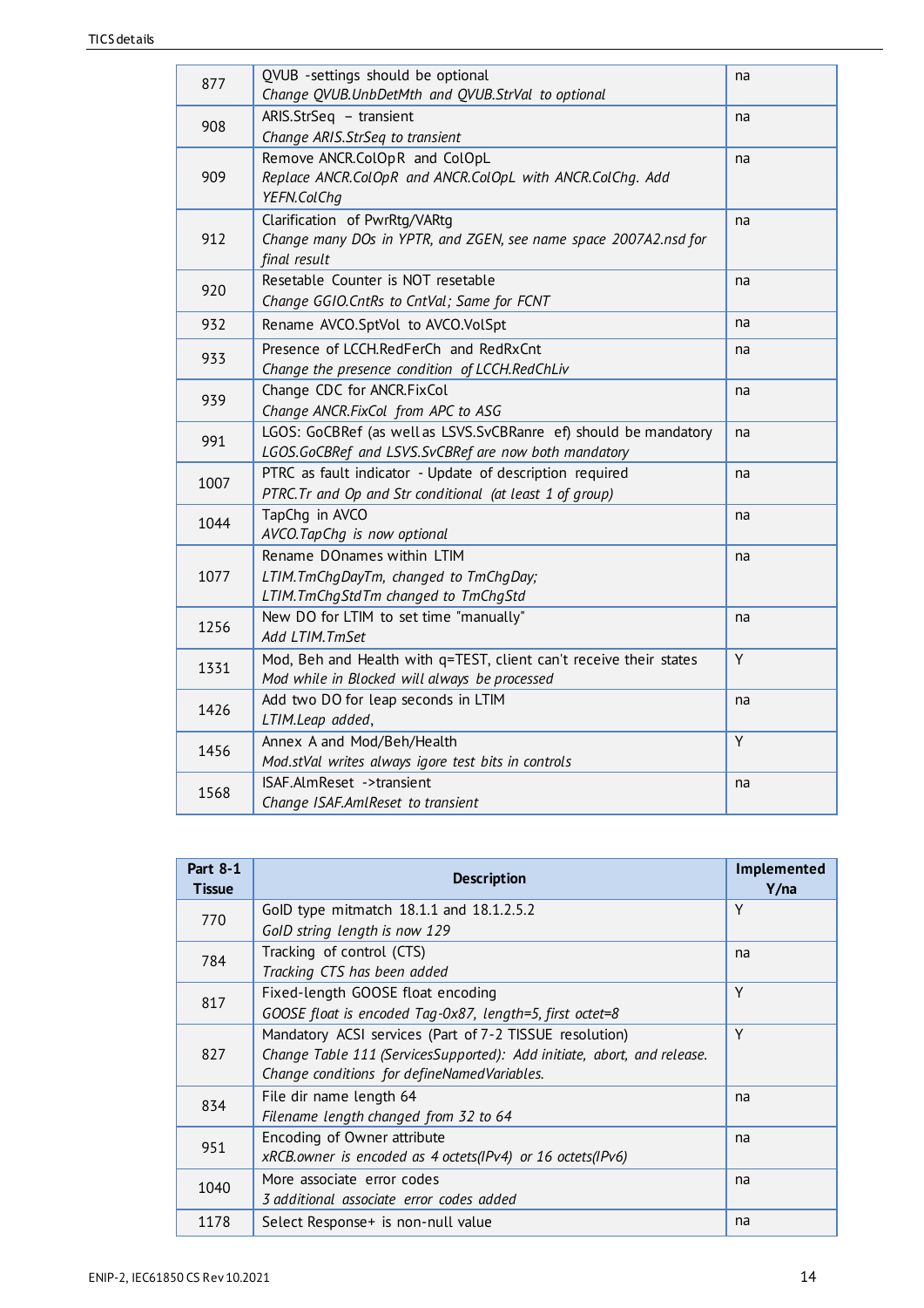| | | |
|---|---|---|
| 877 | QVUB -settings should be optional<br>*Change QVUB.UnbDetMth and QVUB.StrVal to optional* | na |
| 908 | ARIS.StrSeq – transient<br>*Change ARIS.StrSeq to transient* | na |
| 909 | Remove ANCR.ColOpR and ColOpL<br>*Replace ANCR.ColOpR and ANCR.ColOpL with ANCR.ColChg. Add YEFN.ColChg* | na |
| 912 | Clarification of PwrRtg/VARtg<br>*Change many DOs in YPTR, and ZGEN, see name space 2007A2.nsd for final result* | na |
| 920 | Resetable Counter is NOT resetable<br>*Change GGIO.CntRs to CntVal; Same for FCNT* | na |
| 932 | Rename AVCO.SptVol to AVCO.VolSpt | na |
| 933 | Presence of LCCH.RedFerCh and RedRxCnt<br>*Change the presence condition of LCCH.RedChLiv* | na |
| 939 | Change CDC for ANCR.FixCol<br>*Change ANCR.FixCol from APC to ASG* | na |
| 991 | LGOS: GoCBRef (as well as LSVS.SvCBRanre ef) should be mandatory<br>*LGOS.GoCBRef and LSVS.SvCBRef are now both mandatory* | na |
| 1007 | PTRC as fault indicator - Update of description required<br>*PTRC.Tr and Op and Str conditional (at least 1 of group)* | na |
| 1044 | TapChg in AVCO<br>*AVCO.TapChg is now optional* | na |
| 1077 | Rename DOnames within LTIM<br>*LTIM.TmChgDayTm, changed to TmChgDay;*<br>*LTIM.TmChgStdTm changed to TmChgStd* | na |
| 1256 | New DO for LTIM to set time "manually"<br>*Add LTIM.TmSet* | na |
| 1331 | Mod, Beh and Health with q=TEST, client can't receive their states<br>*Mod while in Blocked will always be processed* | Y |
| 1426 | Add two DO for leap seconds in LTIM<br>*LTIM.Leap added,* | na |
| 1456 | Annex A and Mod/Beh/Health<br>*Mod.stVal writes always igore test bits in controls* | Y |
| 1568 | ISAF.AlmReset ->transient<br>*Change ISAF.AmlReset to transient* | na |

| Part 8-1 Tissue | Description | Implemented Y/na |
|---|---|---|
| 770 | GoID type mitmatch 18.1.1 and 18.1.2.5.2<br>*GoID string length is now 129* | Y |
| 784 | Tracking of control (CTS)<br>*Tracking CTS has been added* | na |
| 817 | Fixed-length GOOSE float encoding<br>*GOOSE float is encoded Tag-0x87, length=5, first octet=8* | Y |
| 827 | Mandatory ACSI services (Part of 7-2 TISSUE resolution)<br>*Change Table 111 (ServicesSupported): Add initiate, abort, and release. Change conditions for defineNamedVariables.* | Y |
| 834 | File dir name length 64<br>*Filename length changed from 32 to 64* | na |
| 951 | Encoding of Owner attribute<br>*xRCB.owner is encoded as 4 octets(IPv4) or 16 octets(IPv6)* | na |
| 1040 | More associate error codes<br>*3 additional associate error codes added* | na |
| 1178 | Select Response+ is non-null value | na |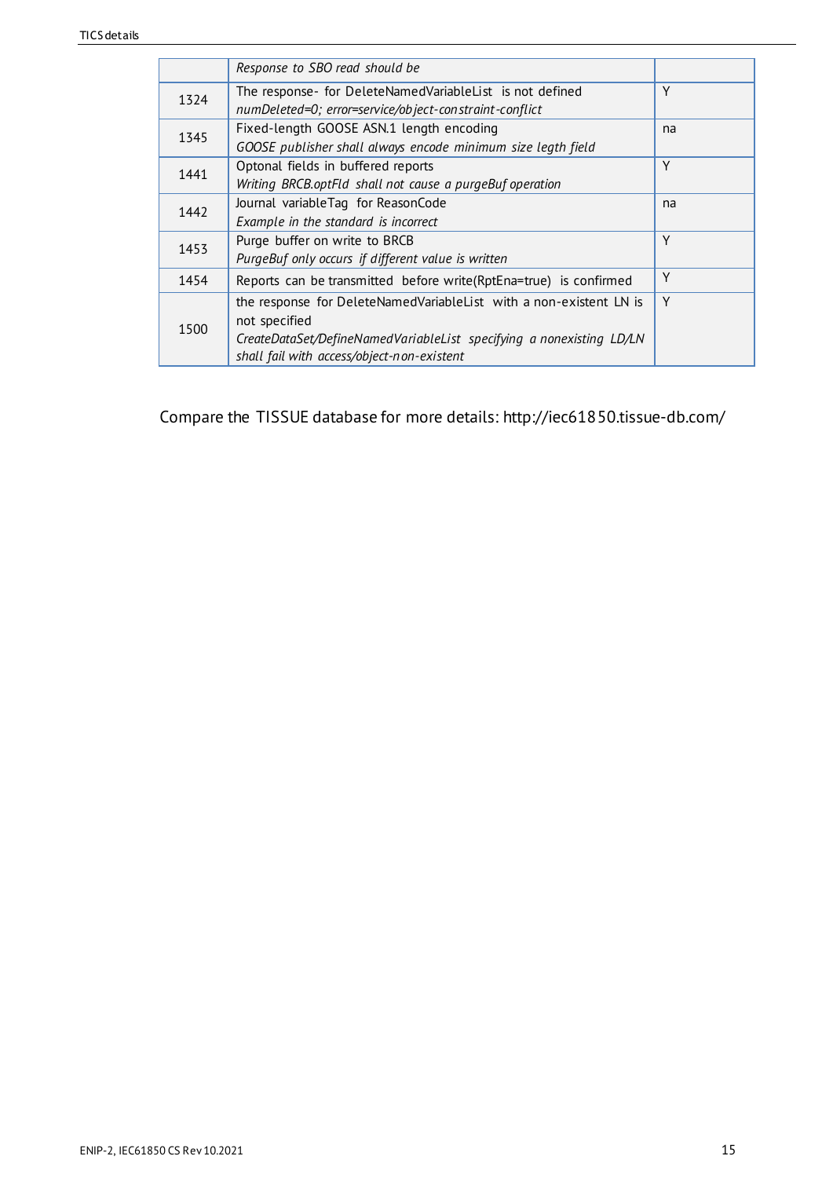| | | |
|---|---|---|
| | *Response to SBO read should be* | |
| 1324 | The response- for DeleteNamedVariableList is not defined<br>*numDeleted=0; error=service/object-constraint-conflict* | Y |
| 1345 | Fixed-length GOOSE ASN.1 length encoding<br>*GOOSE publisher shall always encode minimum size legth field* | na |
| 1441 | Optonal fields in buffered reports<br>*Writing BRCB.optFld shall not cause a purgeBuf operation* | Y |
| 1442 | Journal variableTag for ReasonCode<br>*Example in the standard is incorrect* | na |
| 1453 | Purge buffer on write to BRCB<br>*PurgeBuf only occurs if different value is written* | Y |
| 1454 | Reports can be transmitted before write(RptEna=true) is confirmed | Y |
| 1500 | the response for DeleteNamedVariableList with a non-existent LN is not specified<br>*CreateDataSet/DefineNamedVariableList specifying a nonexisting LD/LN shall fail with access/object-non-existent* | Y |

Compare the TISSUE database for more details: http://iec61850.tissue-db.com/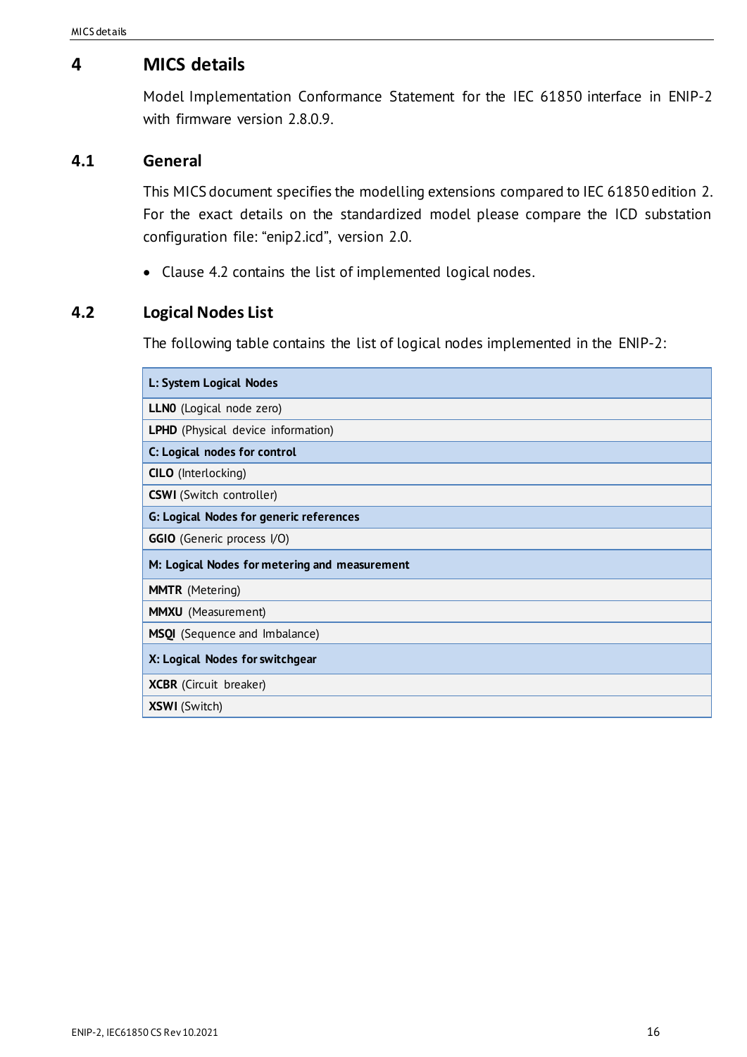# 4 MICS details

Model Implementation Conformance Statement for the IEC 61850 interface in ENIP-2 with firmware version 2.8.0.9.

## 4.1 General

This MICS document specifies the modelling extensions compared to IEC 61850 edition 2. For the exact details on the standardized model please compare the ICD substation configuration file: “enip2.icd”, version 2.0.

- Clause 4.2 contains the list of implemented logical nodes.

## 4.2 Logical Nodes List

The following table contains the list of logical nodes implemented in the ENIP-2:

| **L: System Logical Nodes** |
|---|
| **LLN0** (Logical node zero) |
| **LPHD** (Physical device information) |
| **C: Logical nodes for control** |
| **CILO** (Interlocking) |
| **CSWI** (Switch controller) |
| **G: Logical Nodes for generic references** |
| **GGIO** (Generic process I/O) |
| **M: Logical Nodes for metering and measurement** |
| **MMTR** (Metering) |
| **MMXU** (Measurement) |
| **MSQI** (Sequence and Imbalance) |
| **X: Logical Nodes for switchgear** |
| **XCBR** (Circuit breaker) |
| **XSWI** (Switch) |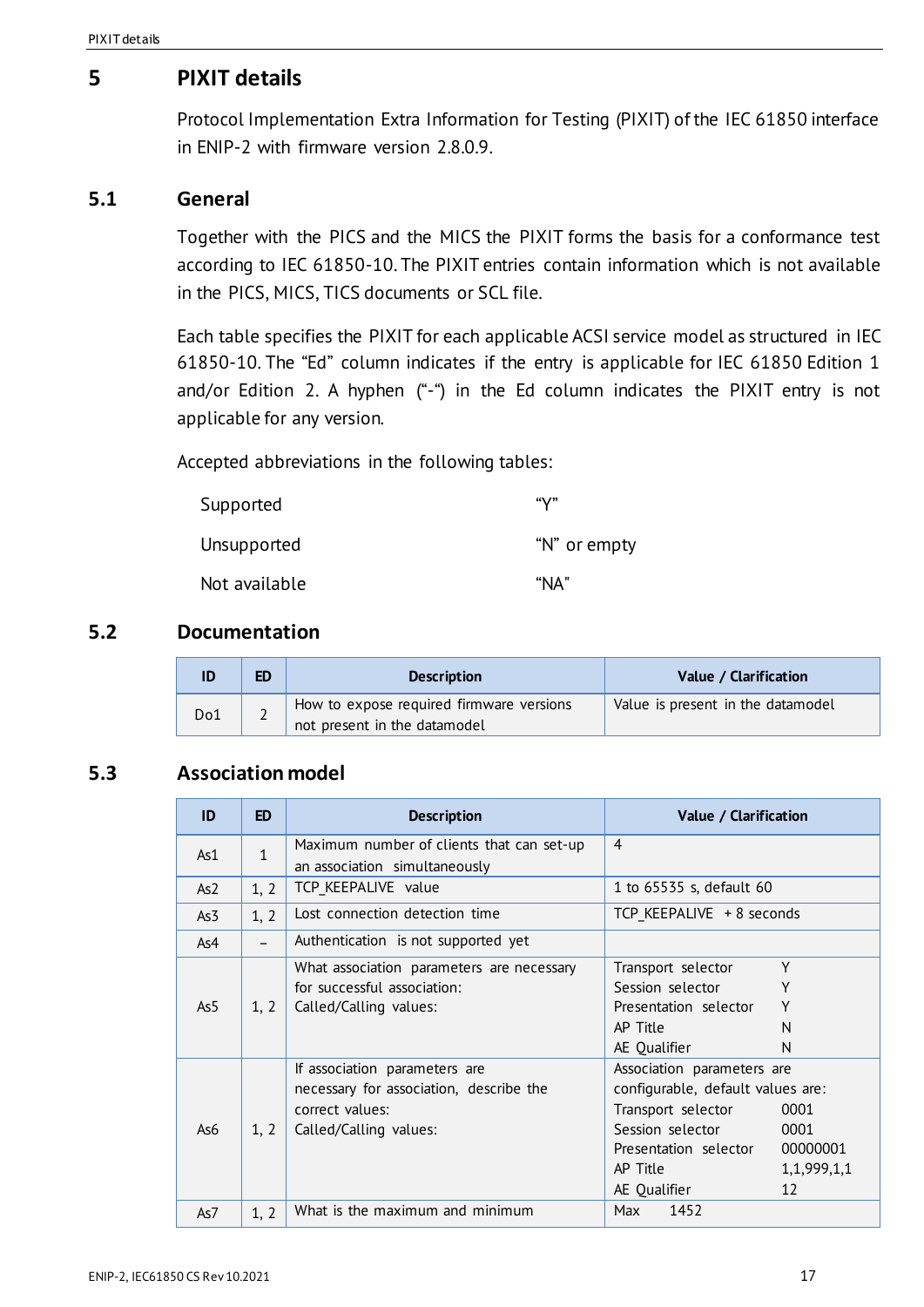# 5 PIXIT details

Protocol Implementation Extra Information for Testing (PIXIT) of the IEC 61850 interface in ENIP-2 with firmware version 2.8.0.9.

## 5.1 General

Together with the PICS and the MICS the PIXIT forms the basis for a conformance test according to IEC 61850-10. The PIXIT entries contain information which is not available in the PICS, MICS, TICS documents or SCL file.

Each table specifies the PIXIT for each applicable ACSI service model as structured in IEC 61850-10. The "Ed" column indicates if the entry is applicable for IEC 61850 Edition 1 and/or Edition 2. A hyphen ("-") in the Ed column indicates the PIXIT entry is not applicable for any version.

Accepted abbreviations in the following tables:

| | |
|---|---|
| Supported | "Y" |
| Unsupported | "N" or empty |
| Not available | "NA" |

## 5.2 Documentation

| ID | ED | Description | Value / Clarification |
|---|---|---|---|
| Do1 | 2 | How to expose required firmware versions not present in the datamodel | Value is present in the datamodel |

## 5.3 Association model

| ID | ED | Description | Value / Clarification |
|---|---|---|---|
| As1 | 1 | Maximum number of clients that can set-up an association simultaneously | 4 |
| As2 | 1, 2 | TCP_KEEPALIVE value | 1 to 65535 s, default 60 |
| As3 | 1, 2 | Lost connection detection time | TCP_KEEPALIVE + 8 seconds |
| As4 | – | Authentication is not supported yet | |
| As5 | 1, 2 | What association parameters are necessary for successful association:<br>Called/Calling values: | Transport selector Y<br>Session selector Y<br>Presentation selector Y<br>AP Title N<br>AE Qualifier N |
| As6 | 1, 2 | If association parameters are necessary for association, describe the correct values:<br>Called/Calling values: | Association parameters are configurable, default values are:<br>Transport selector 0001<br>Session selector 0001<br>Presentation selector 00000001<br>AP Title 1,1,999,1,1<br>AE Qualifier 12 |
| As7 | 1, 2 | What is the maximum and minimum | Max 1452 |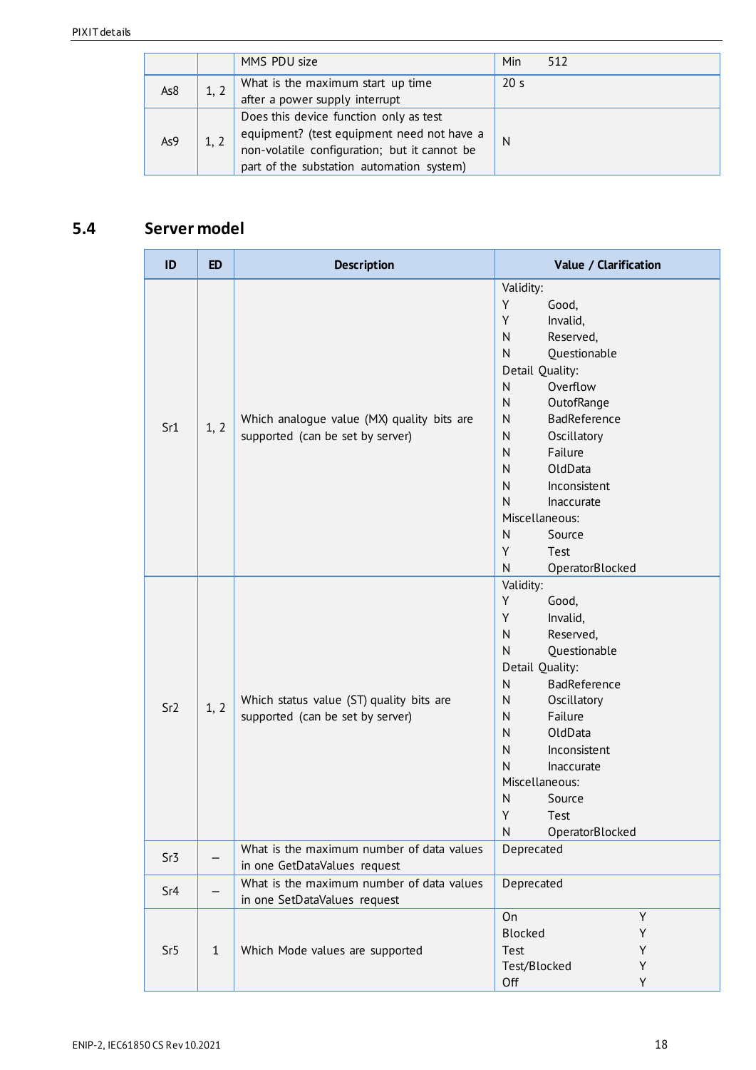| | | | |
|---|---|---|---|
| | | MMS PDU size | Min 512 |
| As8 | 1, 2 | What is the maximum start up time after a power supply interrupt | 20 s |
| As9 | 1, 2 | Does this device function only as test equipment? (test equipment need not have a non-volatile configuration; but it cannot be part of the substation automation system) | N |

## 5.4 Server model

| ID | ED | Description | Value / Clarification |
|---|---|---|---|
| Sr1 | 1, 2 | Which analogue value (MX) quality bits are supported (can be set by server) | Validity:<br>Y Good,<br>Y Invalid,<br>N Reserved,<br>N Questionable<br>Detail Quality:<br>N Overflow<br>N OutofRange<br>N BadReference<br>N Oscillatory<br>N Failure<br>N OldData<br>N Inconsistent<br>N Inaccurate<br>Miscellaneous:<br>N Source<br>Y Test<br>N OperatorBlocked |
| Sr2 | 1, 2 | Which status value (ST) quality bits are supported (can be set by server) | Validity:<br>Y Good,<br>Y Invalid,<br>N Reserved,<br>N Questionable<br>Detail Quality:<br>N BadReference<br>N Oscillatory<br>N Failure<br>N OldData<br>N Inconsistent<br>N Inaccurate<br>Miscellaneous:<br>N Source<br>Y Test<br>N OperatorBlocked |
| Sr3 | – | What is the maximum number of data values in one GetDataValues request | Deprecated |
| Sr4 | – | What is the maximum number of data values in one SetDataValues request | Deprecated |
| Sr5 | 1 | Which Mode values are supported | On Y<br>Blocked Y<br>Test Y<br>Test/Blocked Y<br>Off Y |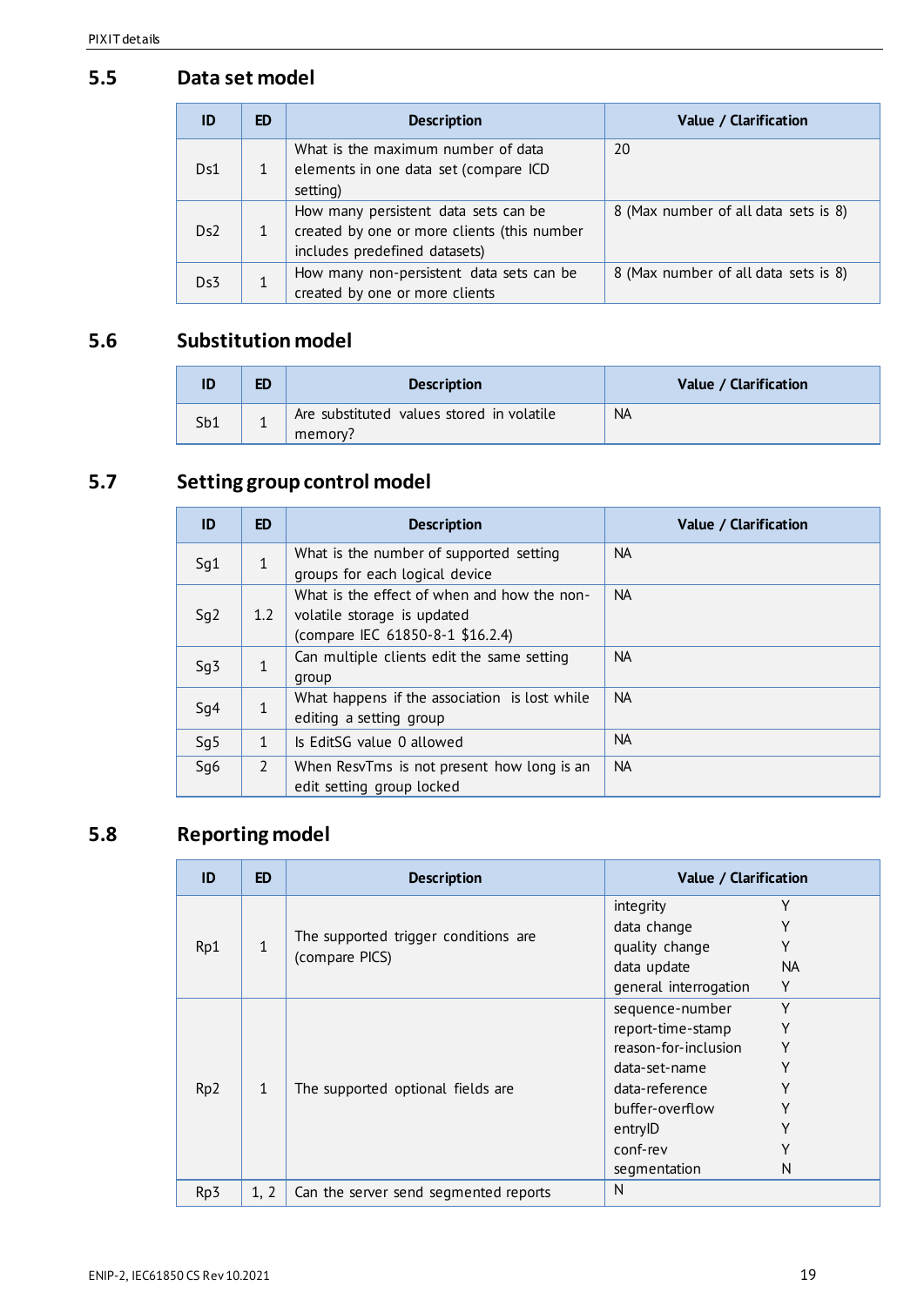## 5.5 Data set model

| ID | ED | Description | Value / Clarification |
|---|---|---|---|
| Ds1 | 1 | What is the maximum number of data elements in one data set (compare ICD setting) | 20 |
| Ds2 | 1 | How many persistent data sets can be created by one or more clients (this number includes predefined datasets) | 8 (Max number of all data sets is 8) |
| Ds3 | 1 | How many non-persistent data sets can be created by one or more clients | 8 (Max number of all data sets is 8) |

## 5.6 Substitution model

| ID | ED | Description | Value / Clarification |
|---|---|---|---|
| Sb1 | 1 | Are substituted values stored in volatile memory? | NA |

## 5.7 Setting group control model

| ID | ED | Description | Value / Clarification |
|---|---|---|---|
| Sg1 | 1 | What is the number of supported setting groups for each logical device | NA |
| Sg2 | 1.2 | What is the effect of when and how the non-volatile storage is updated (compare IEC 61850-8-1 $16.2.4) | NA |
| Sg3 | 1 | Can multiple clients edit the same setting group | NA |
| Sg4 | 1 | What happens if the association is lost while editing a setting group | NA |
| Sg5 | 1 | Is EditSG value 0 allowed | NA |
| Sg6 | 2 | When ResvTms is not present how long is an edit setting group locked | NA |

## 5.8 Reporting model

| ID | ED | Description | Value / Clarification |
|---|---|---|---|
| Rp1 | 1 | The supported trigger conditions are (compare PICS) | integrity Y<br>data change Y<br>quality change Y<br>data update NA<br>general interrogation Y |
| Rp2 | 1 | The supported optional fields are | sequence-number Y<br>report-time-stamp Y<br>reason-for-inclusion Y<br>data-set-name Y<br>data-reference Y<br>buffer-overflow Y<br>entryID Y<br>conf-rev Y<br>segmentation N |
| Rp3 | 1, 2 | Can the server send segmented reports | N |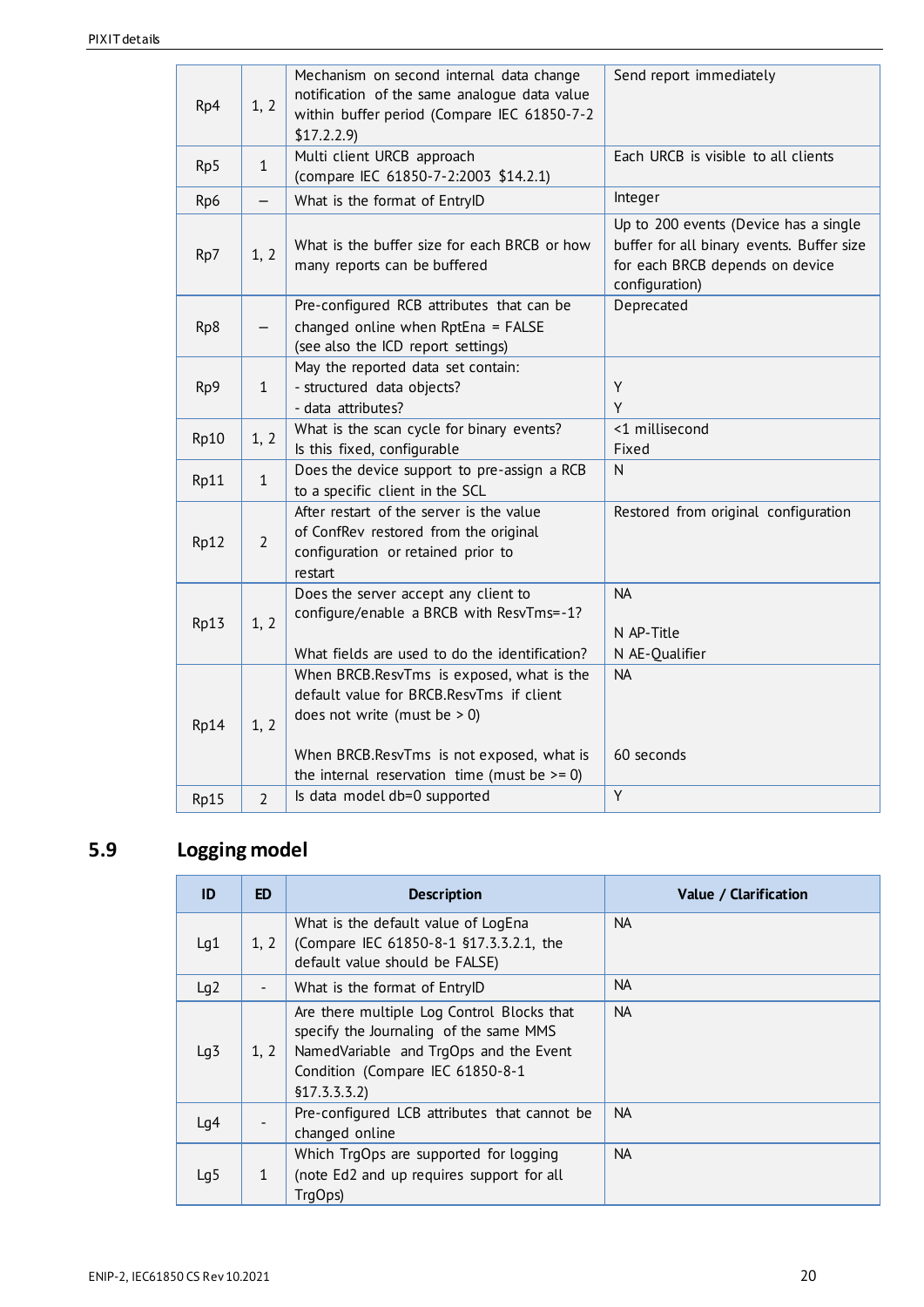| | | | |
|---|---|---|---|
| Rp4 | 1, 2 | Mechanism on second internal data change notification of the same analogue data value within buffer period (Compare IEC 61850-7-2 $17.2.2.9) | Send report immediately |
| Rp5 | 1 | Multi client URCB approach (compare IEC 61850-7-2:2003 $14.2.1) | Each URCB is visible to all clients |
| Rp6 | – | What is the format of EntryID | Integer |
| Rp7 | 1, 2 | What is the buffer size for each BRCB or how many reports can be buffered | Up to 200 events (Device has a single buffer for all binary events. Buffer size for each BRCB depends on device configuration) |
| Rp8 | – | Pre-configured RCB attributes that can be changed online when RptEna = FALSE (see also the ICD report settings) | Deprecated |
| Rp9 | 1 | May the reported data set contain:<br>- structured data objects?<br>- data attributes? | <br>Y<br>Y |
| Rp10 | 1, 2 | What is the scan cycle for binary events?<br>Is this fixed, configurable | <1 millisecond<br>Fixed |
| Rp11 | 1 | Does the device support to pre-assign a RCB to a specific client in the SCL | N |
| Rp12 | 2 | After restart of the server is the value of ConfRev restored from the original configuration or retained prior to restart | Restored from original configuration |
| Rp13 | 1, 2 | Does the server accept any client to configure/enable a BRCB with ResvTms=-1?<br><br>What fields are used to do the identification? | NA<br><br>N AP-Title<br>N AE-Qualifier |
| Rp14 | 1, 2 | When BRCB.ResvTms is exposed, what is the default value for BRCB.ResvTms if client does not write (must be > 0)<br><br>When BRCB.ResvTms is not exposed, what is the internal reservation time (must be >= 0) | NA<br><br><br>60 seconds |
| Rp15 | 2 | Is data model db=0 supported | Y |

## 5.9 Logging model

| ID | ED | Description | Value / Clarification |
|---|---|---|---|
| Lg1 | 1, 2 | What is the default value of LogEna (Compare IEC 61850-8-1 §17.3.3.2.1, the default value should be FALSE) | NA |
| Lg2 | - | What is the format of EntryID | NA |
| Lg3 | 1, 2 | Are there multiple Log Control Blocks that specify the Journaling of the same MMS NamedVariable and TrgOps and the Event Condition (Compare IEC 61850-8-1 §17.3.3.3.2) | NA |
| Lg4 | - | Pre-configured LCB attributes that cannot be changed online | NA |
| Lg5 | 1 | Which TrgOps are supported for logging (note Ed2 and up requires support for all TrgOps) | NA |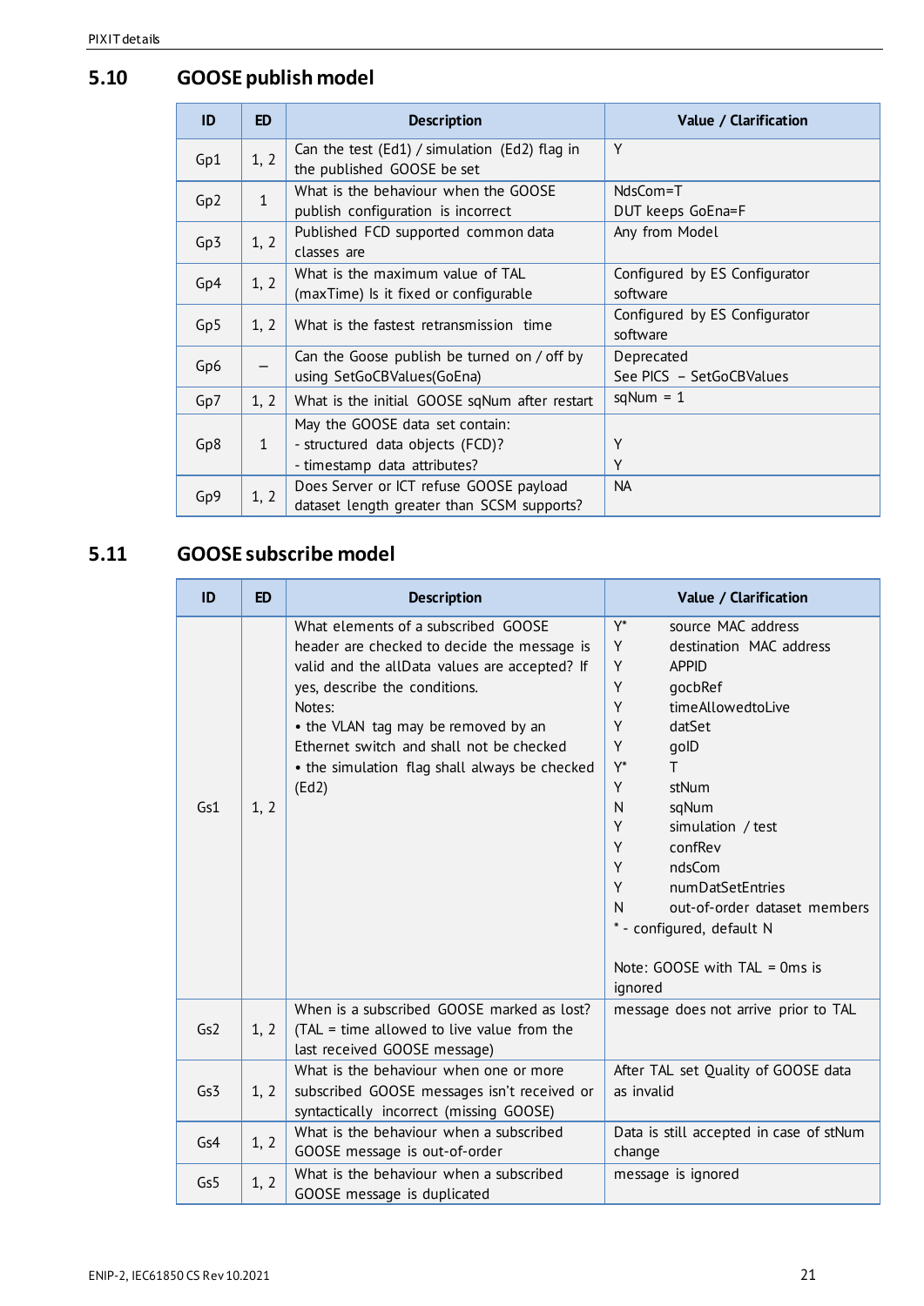## 5.10 GOOSE publish model

| ID | ED | Description | Value / Clarification |
|---|---|---|---|
| Gp1 | 1, 2 | Can the test (Ed1) / simulation (Ed2) flag in the published GOOSE be set | Y |
| Gp2 | 1 | What is the behaviour when the GOOSE publish configuration is incorrect | NdsCom=T<br>DUT keeps GoEna=F |
| Gp3 | 1, 2 | Published FCD supported common data classes are | Any from Model |
| Gp4 | 1, 2 | What is the maximum value of TAL (maxTime) Is it fixed or configurable | Configured by ES Configurator software |
| Gp5 | 1, 2 | What is the fastest retransmission time | Configured by ES Configurator software |
| Gp6 | – | Can the Goose publish be turned on / off by using SetGoCBValues(GoEna) | Deprecated<br>See PICS – SetGoCBValues |
| Gp7 | 1, 2 | What is the initial GOOSE sqNum after restart | sqNum = 1 |
| Gp8 | 1 | May the GOOSE data set contain:<br>- structured data objects (FCD)?<br>- timestamp data attributes? | <br>Y<br>Y |
| Gp9 | 1, 2 | Does Server or ICT refuse GOOSE payload dataset length greater than SCSM supports? | NA |

## 5.11 GOOSE subscribe model

| ID | ED | Description | Value / Clarification |
|---|---|---|---|
| Gs1 | 1, 2 | What elements of a subscribed GOOSE header are checked to decide the message is valid and the allData values are accepted? If yes, describe the conditions.<br>Notes:<br>• the VLAN tag may be removed by an Ethernet switch and shall not be checked<br>• the simulation flag shall always be checked (Ed2) | Y* source MAC address<br>Y destination MAC address<br>Y APPID<br>Y gocbRef<br>Y timeAllowedtoLive<br>Y datSet<br>Y goID<br>Y* T<br>Y stNum<br>N sqNum<br>Y simulation / test<br>Y confRev<br>Y ndsCom<br>Y numDatSetEntries<br>N out-of-order dataset members<br>* - configured, default N<br><br>Note: GOOSE with TAL = 0ms is ignored |
| Gs2 | 1, 2 | When is a subscribed GOOSE marked as lost? (TAL = time allowed to live value from the last received GOOSE message) | message does not arrive prior to TAL |
| Gs3 | 1, 2 | What is the behaviour when one or more subscribed GOOSE messages isn't received or syntactically incorrect (missing GOOSE) | After TAL set Quality of GOOSE data as invalid |
| Gs4 | 1, 2 | What is the behaviour when a subscribed GOOSE message is out-of-order | Data is still accepted in case of stNum change |
| Gs5 | 1, 2 | What is the behaviour when a subscribed GOOSE message is duplicated | message is ignored |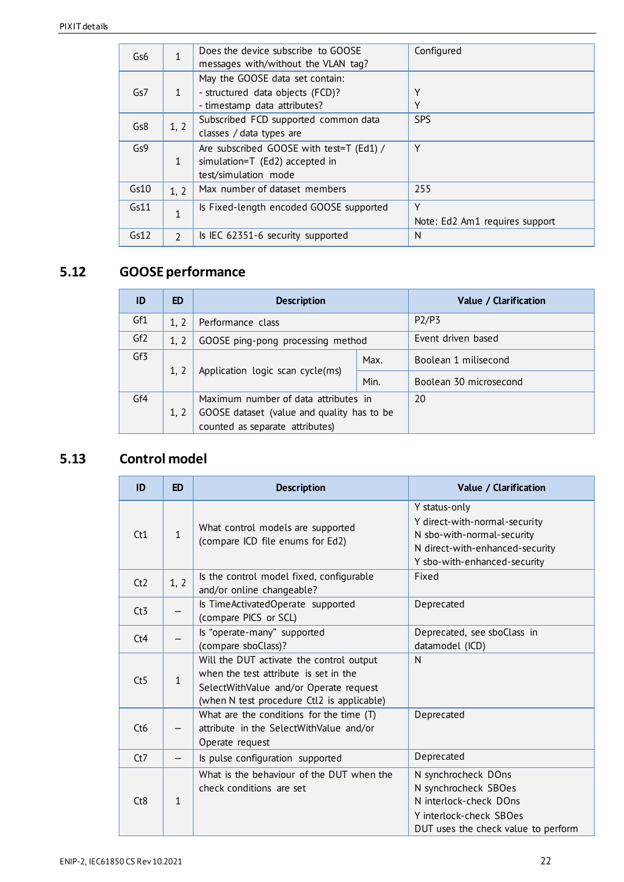| Gs6 | 1 | Does the device subscribe to GOOSE messages with/without the VLAN tag? | Configured |
|---|---|---|---|
| Gs7 | 1 | May the GOOSE data set contain:<br>- structured data objects (FCD)?<br>- timestamp data attributes? | <br>Y<br>Y |
| Gs8 | 1, 2 | Subscribed FCD supported common data classes / data types are | SPS |
| Gs9 | 1 | Are subscribed GOOSE with test=T (Ed1) / simulation=T (Ed2) accepted in test/simulation mode | Y |
| Gs10 | 1, 2 | Max number of dataset members | 255 |
| Gs11 | 1 | Is Fixed-length encoded GOOSE supported | Y<br>Note: Ed2 Am1 requires support |
| Gs12 | 2 | Is IEC 62351-6 security supported | N |

## 5.12 GOOSE performance

| ID | ED | Description | | Value / Clarification |
|---|---|---|---|---|
| Gf1 | 1, 2 | Performance class | | P2/P3 |
| Gf2 | 1, 2 | GOOSE ping-pong processing method | | Event driven based |
| Gf3 | 1, 2 | Application logic scan cycle(ms) | Max. | Boolean 1 milisecond |
| | | | Min. | Boolean 30 microsecond |
| Gf4 | 1, 2 | Maximum number of data attributes in GOOSE dataset (value and quality has to be counted as separate attributes) | | 20 |

## 5.13 Control model

| ID | ED | Description | Value / Clarification |
|---|---|---|---|
| Ct1 | 1 | What control models are supported (compare ICD file enums for Ed2) | Y status-only<br>Y direct-with-normal-security<br>N sbo-with-normal-security<br>N direct-with-enhanced-security<br>Y sbo-with-enhanced-security |
| Ct2 | 1, 2 | Is the control model fixed, configurable and/or online changeable? | Fixed |
| Ct3 | – | Is TimeActivatedOperate supported (compare PICS or SCL) | Deprecated |
| Ct4 | – | Is "operate-many" supported (compare sboClass)? | Deprecated, see sboClass in datamodel (ICD) |
| Ct5 | 1 | Will the DUT activate the control output when the test attribute is set in the SelectWithValue and/or Operate request (when N test procedure Ctl2 is applicable) | N |
| Ct6 | – | What are the conditions for the time (T) attribute in the SelectWithValue and/or Operate request | Deprecated |
| Ct7 | – | Is pulse configuration supported | Deprecated |
| Ct8 | 1 | What is the behaviour of the DUT when the check conditions are set | N synchrocheck DOns<br>N synchrocheck SBOes<br>N interlock-check DOns<br>Y interlock-check SBOes<br>DUT uses the check value to perform |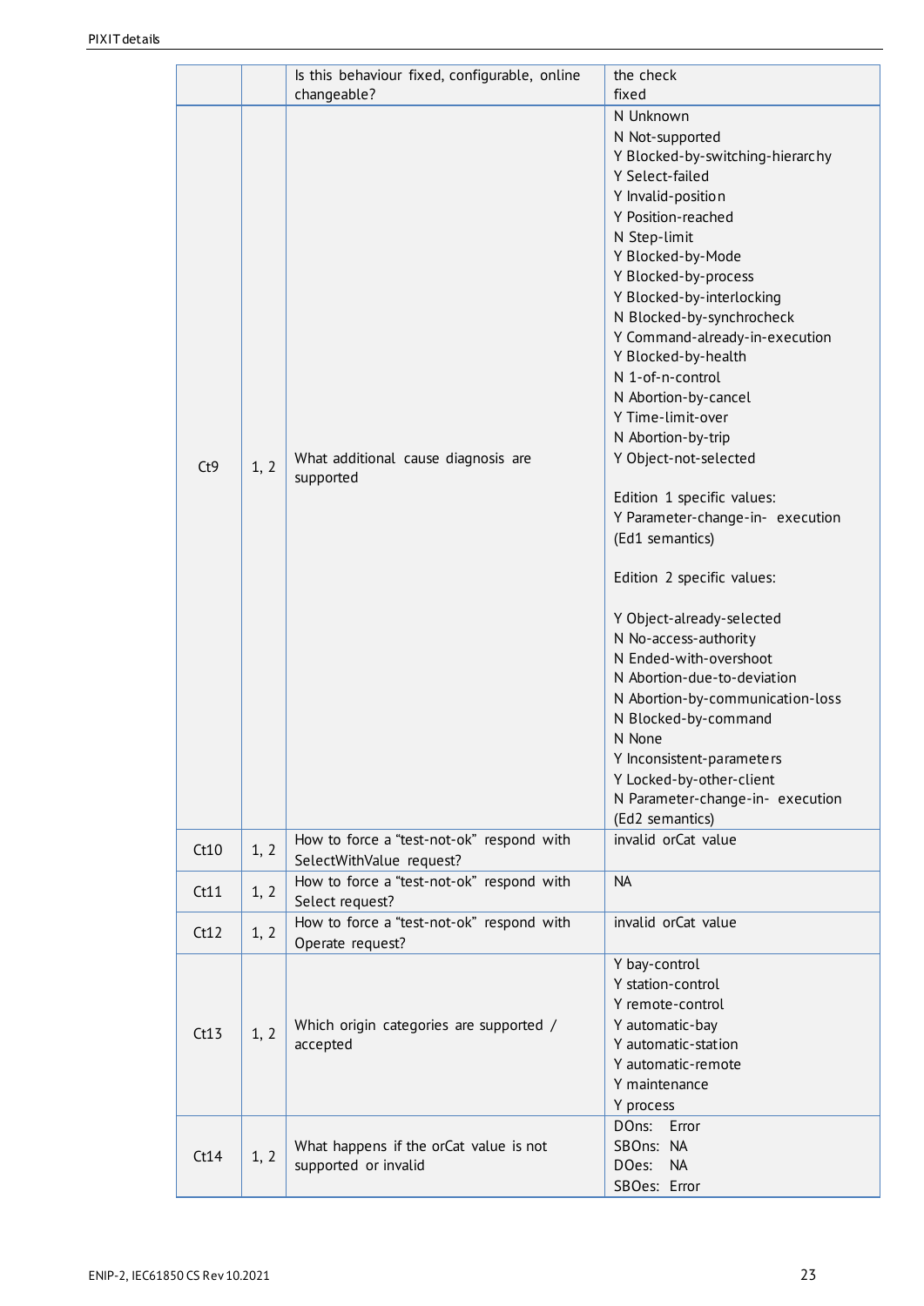| | | | |
|---|---|---|---|
| | | Is this behaviour fixed, configurable, online changeable? | the check<br>fixed |
| Ct9 | 1, 2 | What additional cause diagnosis are supported | N Unknown<br>N Not-supported<br>Y Blocked-by-switching-hierarchy<br>Y Select-failed<br>Y Invalid-position<br>Y Position-reached<br>N Step-limit<br>Y Blocked-by-Mode<br>Y Blocked-by-process<br>Y Blocked-by-interlocking<br>N Blocked-by-synchrocheck<br>Y Command-already-in-execution<br>Y Blocked-by-health<br>N 1-of-n-control<br>N Abortion-by-cancel<br>Y Time-limit-over<br>N Abortion-by-trip<br>Y Object-not-selected<br><br>Edition 1 specific values:<br>Y Parameter-change-in- execution (Ed1 semantics)<br><br>Edition 2 specific values:<br><br>Y Object-already-selected<br>N No-access-authority<br>N Ended-with-overshoot<br>N Abortion-due-to-deviation<br>N Abortion-by-communication-loss<br>N Blocked-by-command<br>N None<br>Y Inconsistent-parameters<br>Y Locked-by-other-client<br>N Parameter-change-in- execution (Ed2 semantics) |
| Ct10 | 1, 2 | How to force a "test-not-ok" respond with SelectWithValue request? | invalid orCat value |
| Ct11 | 1, 2 | How to force a "test-not-ok" respond with Select request? | NA |
| Ct12 | 1, 2 | How to force a "test-not-ok" respond with Operate request? | invalid orCat value |
| Ct13 | 1, 2 | Which origin categories are supported / accepted | Y bay-control<br>Y station-control<br>Y remote-control<br>Y automatic-bay<br>Y automatic-station<br>Y automatic-remote<br>Y maintenance<br>Y process |
| Ct14 | 1, 2 | What happens if the orCat value is not supported or invalid | DOns: Error<br>SBOns: NA<br>DOes: NA<br>SBOes: Error |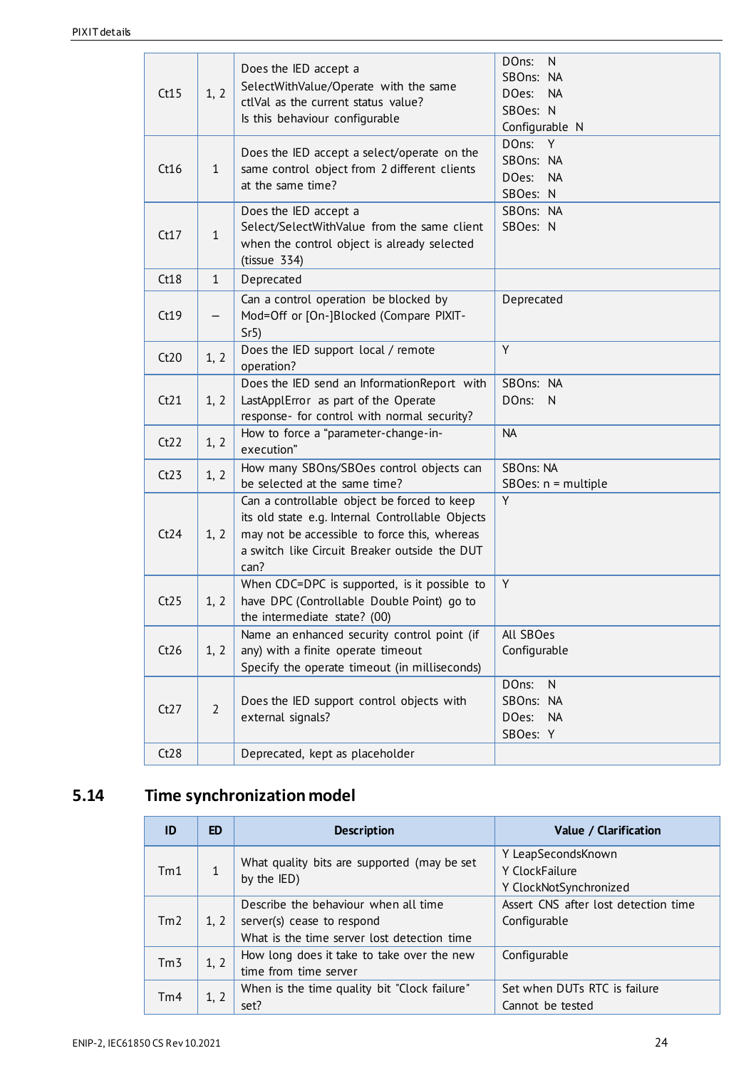| ID | ED | Description | Value / Clarification |
|---|---|---|---|
| Ct15 | 1, 2 | Does the IED accept a SelectWithValue/Operate with the same ctlVal as the current status value?<br>Is this behaviour configurable | DOns: N<br>SBOns: NA<br>DOes: NA<br>SBOes: N<br>Configurable N |
| Ct16 | 1 | Does the IED accept a select/operate on the same control object from 2 different clients at the same time? | DOns: Y<br>SBOns: NA<br>DOes: NA<br>SBOes: N |
| Ct17 | 1 | Does the IED accept a Select/SelectWithValue from the same client when the control object is already selected (tissue 334) | SBOns: NA<br>SBOes: N |
| Ct18 | 1 | Deprecated | |
| Ct19 | – | Can a control operation be blocked by Mod=Off or [On-]Blocked (Compare PIXIT-Sr5) | Deprecated |
| Ct20 | 1, 2 | Does the IED support local / remote operation? | Y |
| Ct21 | 1, 2 | Does the IED send an InformationReport with LastApplError as part of the Operate response- for control with normal security? | SBOns: NA<br>DOns: N |
| Ct22 | 1, 2 | How to force a “parameter-change-in-execution” | NA |
| Ct23 | 1, 2 | How many SBOns/SBOes control objects can be selected at the same time? | SBOns: NA<br>SBOes: n = multiple |
| Ct24 | 1, 2 | Can a controllable object be forced to keep its old state e.g. Internal Controllable Objects may not be accessible to force this, whereas a switch like Circuit Breaker outside the DUT can? | Y |
| Ct25 | 1, 2 | When CDC=DPC is supported, is it possible to have DPC (Controllable Double Point) go to the intermediate state? (00) | Y |
| Ct26 | 1, 2 | Name an enhanced security control point (if any) with a finite operate timeout<br>Specify the operate timeout (in milliseconds) | All SBOes<br>Configurable |
| Ct27 | 2 | Does the IED support control objects with external signals? | DOns: N<br>SBOns: NA<br>DOes: NA<br>SBOes: Y |
| Ct28 | | Deprecated, kept as placeholder | |

## 5.14 Time synchronization model

| ID | ED | Description | Value / Clarification |
|---|---|---|---|
| Tm1 | 1 | What quality bits are supported (may be set by the IED) | Y LeapSecondsKnown<br>Y ClockFailure<br>Y ClockNotSynchronized |
| Tm2 | 1, 2 | Describe the behaviour when all time server(s) cease to respond<br>What is the time server lost detection time | Assert CNS after lost detection time<br>Configurable |
| Tm3 | 1, 2 | How long does it take to take over the new time from time server | Configurable |
| Tm4 | 1, 2 | When is the time quality bit "Clock failure" set? | Set when DUTs RTC is failure<br>Cannot be tested |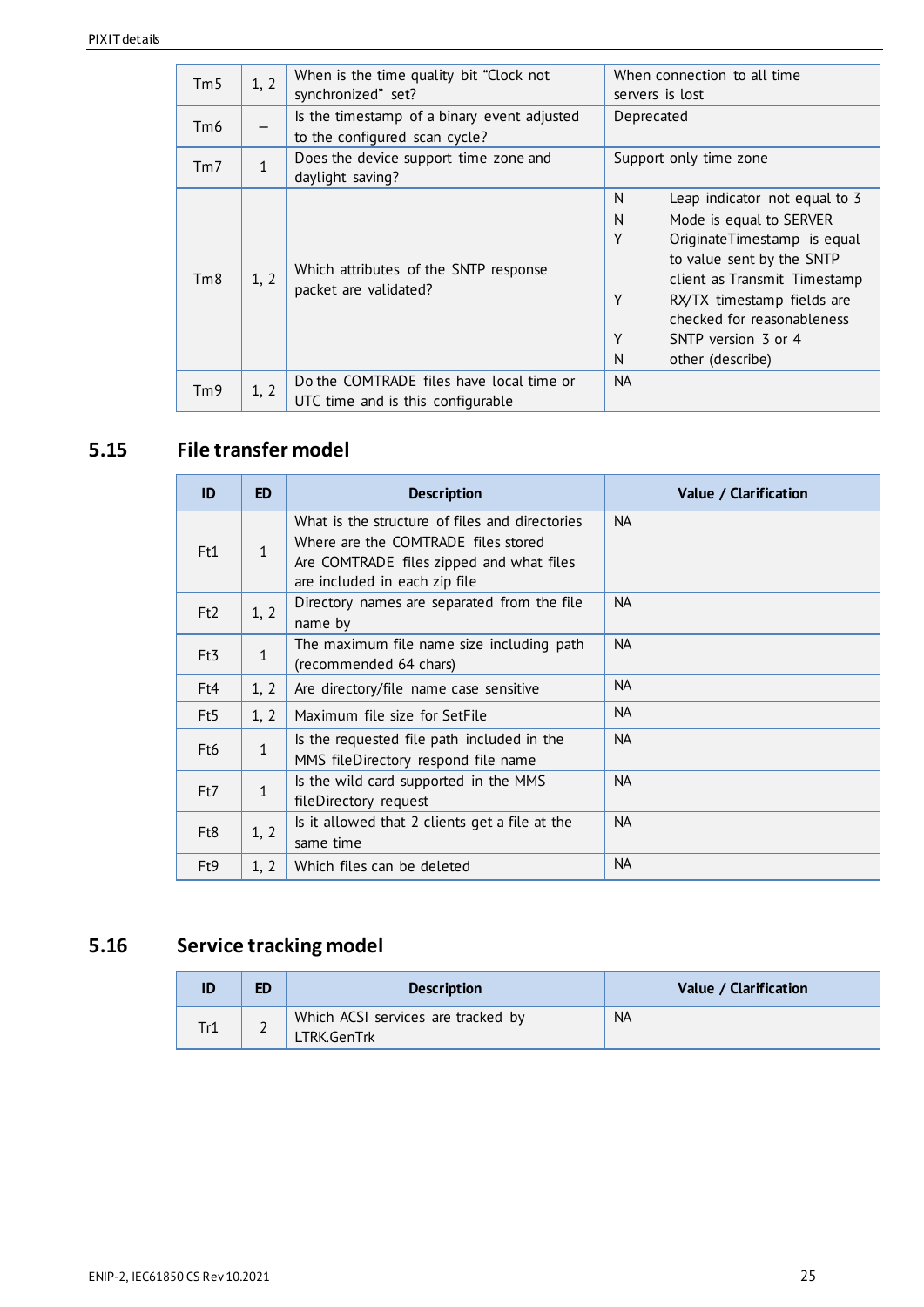| | | | |
|---|---|---|---|
| Tm5 | 1, 2 | When is the time quality bit "Clock not synchronized" set? | When connection to all time servers is lost |
| Tm6 | – | Is the timestamp of a binary event adjusted to the configured scan cycle? | Deprecated |
| Tm7 | 1 | Does the device support time zone and daylight saving? | Support only time zone |
| Tm8 | 1, 2 | Which attributes of the SNTP response packet are validated? | N Leap indicator not equal to 3<br>N Mode is equal to SERVER<br>Y OriginateTimestamp is equal to value sent by the SNTP client as Transmit Timestamp<br>Y RX/TX timestamp fields are checked for reasonableness<br>Y SNTP version 3 or 4<br>N other (describe) |
| Tm9 | 1, 2 | Do the COMTRADE files have local time or UTC time and is this configurable | NA |

## 5.15 File transfer model

| ID | ED | Description | Value / Clarification |
|---|---|---|---|
| Ft1 | 1 | What is the structure of files and directories<br>Where are the COMTRADE files stored<br>Are COMTRADE files zipped and what files are included in each zip file | NA |
| Ft2 | 1, 2 | Directory names are separated from the file name by | NA |
| Ft3 | 1 | The maximum file name size including path (recommended 64 chars) | NA |
| Ft4 | 1, 2 | Are directory/file name case sensitive | NA |
| Ft5 | 1, 2 | Maximum file size for SetFile | NA |
| Ft6 | 1 | Is the requested file path included in the MMS fileDirectory respond file name | NA |
| Ft7 | 1 | Is the wild card supported in the MMS fileDirectory request | NA |
| Ft8 | 1, 2 | Is it allowed that 2 clients get a file at the same time | NA |
| Ft9 | 1, 2 | Which files can be deleted | NA |

## 5.16 Service tracking model

| ID | ED | Description | Value / Clarification |
|---|---|---|---|
| Tr1 | 2 | Which ACSI services are tracked by LTRK.GenTrk | NA |